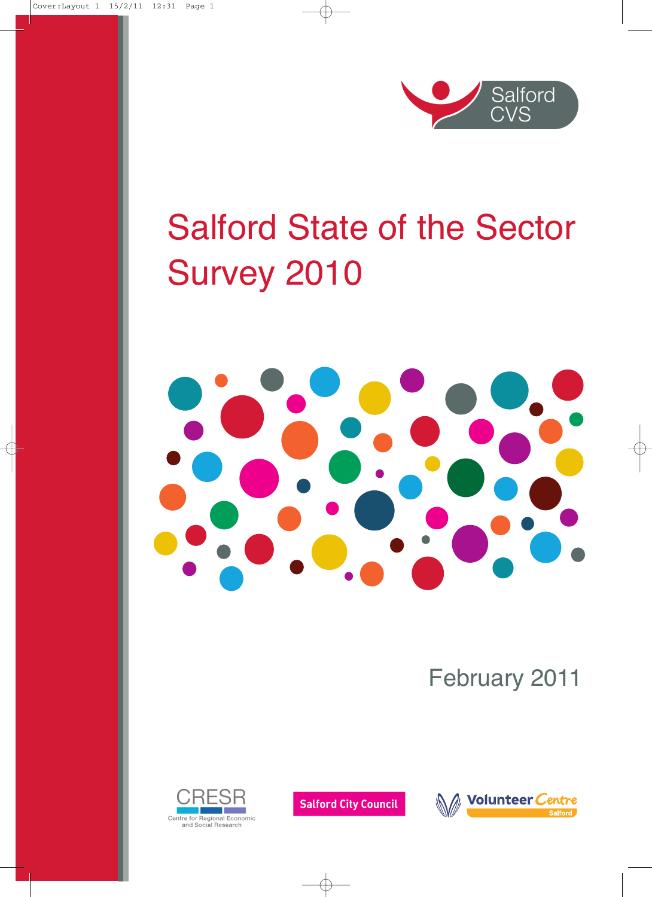Salford CVS

# Salford State of the Sector Survey 2010

February 2011

CRESR
Centre for Regional Economic and Social Research

Salford City Council

Volunteer Centre Salford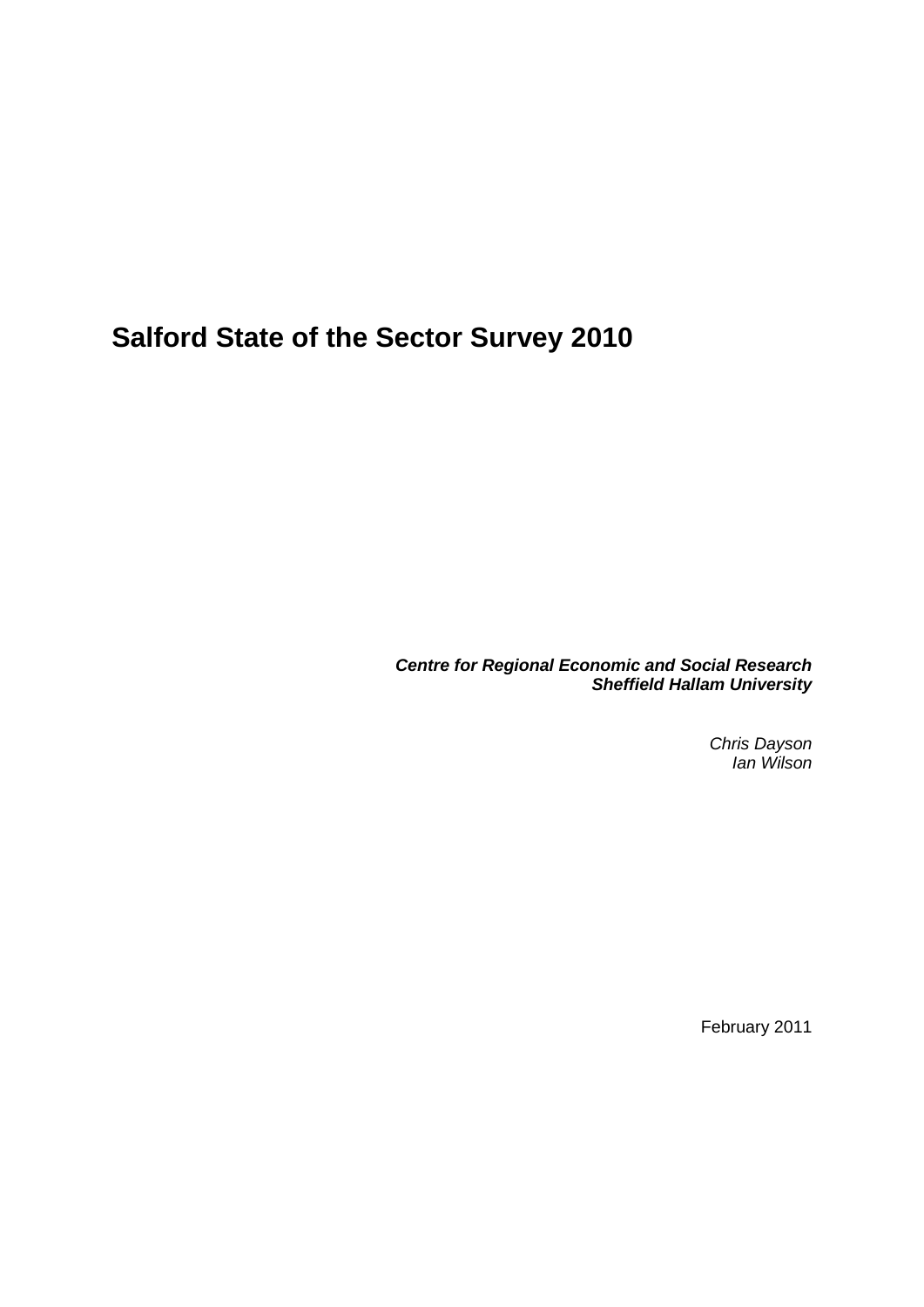# Salford State of the Sector Survey 2010

***Centre for Regional Economic and Social Research***
***Sheffield Hallam University***

*Chris Dayson*
*Ian Wilson*

February 2011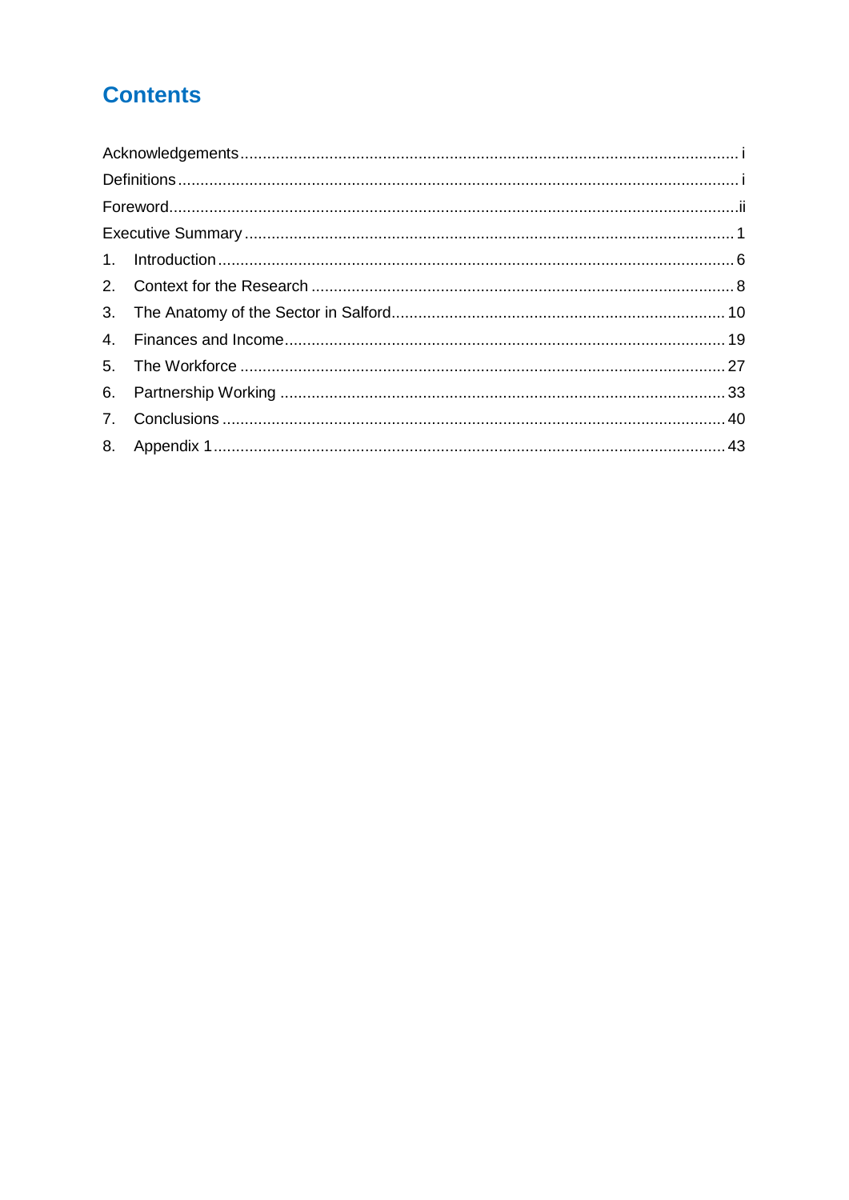# Contents

Acknowledgements ........................................................................................................ i

Definitions ...................................................................................................................... i

Foreword ........................................................................................................................ ii

Executive Summary ........................................................................................................ 1

1. Introduction ................................................................................................................ 6
2. Context for the Research ............................................................................................ 8
3. The Anatomy of the Sector in Salford ........................................................................ 10
4. Finances and Income ................................................................................................ 19
5. The Workforce ........................................................................................................... 27
6. Partnership Working .................................................................................................. 33
7. Conclusions ............................................................................................................... 40
8. Appendix 1 ................................................................................................................. 43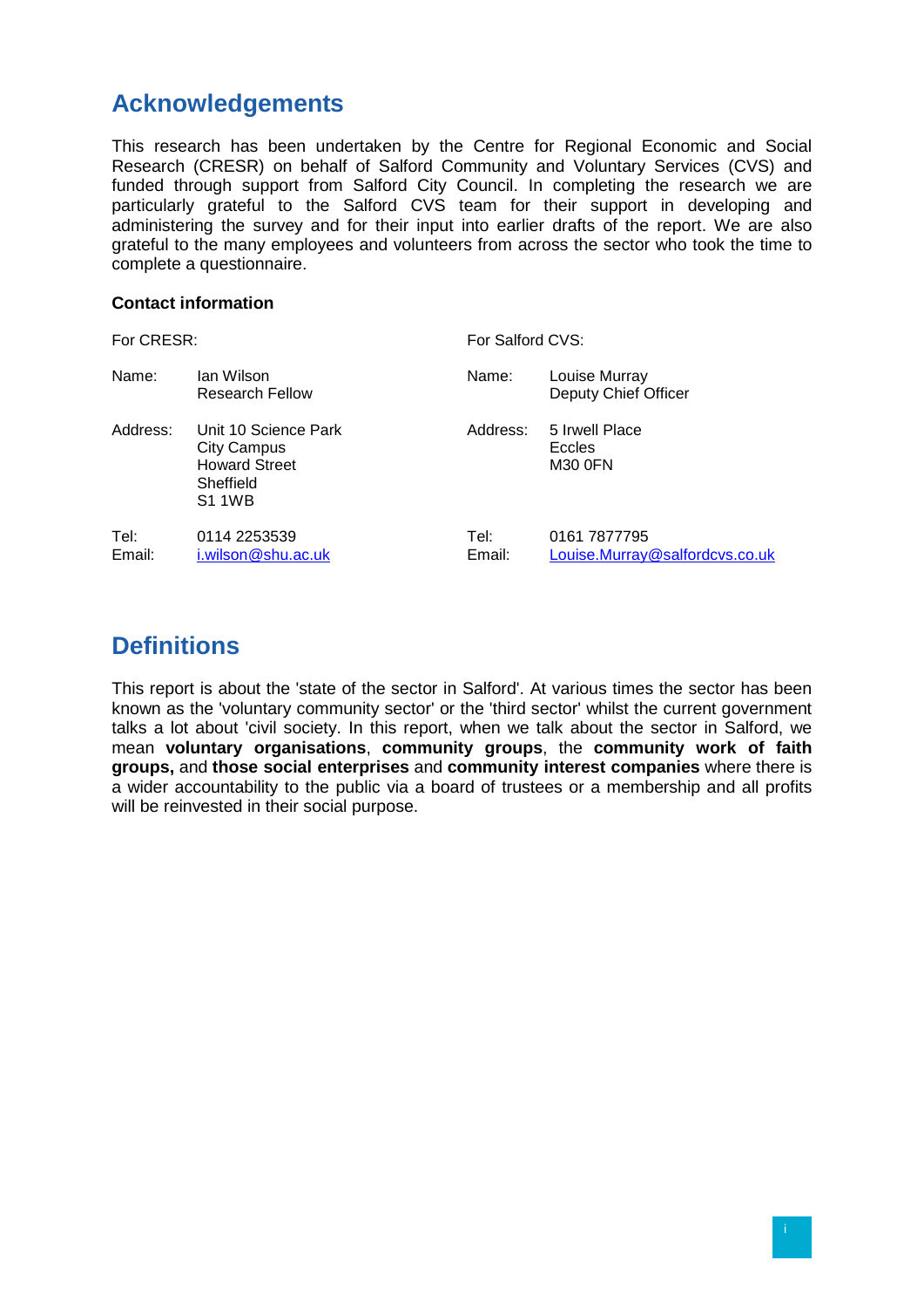## Acknowledgements

This research has been undertaken by the Centre for Regional Economic and Social Research (CRESR) on behalf of Salford Community and Voluntary Services (CVS) and funded through support from Salford City Council. In completing the research we are particularly grateful to the Salford CVS team for their support in developing and administering the survey and for their input into earlier drafts of the report. We are also grateful to the many employees and volunteers from across the sector who took the time to complete a questionnaire.

**Contact information**

For CRESR:

Name: Ian Wilson
Research Fellow

Address: Unit 10 Science Park
City Campus
Howard Street
Sheffield
S1 1WB

Tel: 0114 2253539
Email: i.wilson@shu.ac.uk

For Salford CVS:

Name: Louise Murray
Deputy Chief Officer

Address: 5 Irwell Place
Eccles
M30 0FN

Tel: 0161 7877795
Email: Louise.Murray@salfordcvs.co.uk

## Definitions

This report is about the 'state of the sector in Salford'. At various times the sector has been known as the 'voluntary community sector' or the 'third sector' whilst the current government talks a lot about 'civil society. In this report, when we talk about the sector in Salford, we mean **voluntary organisations**, **community groups**, the **community work of faith groups,** and **those social enterprises** and **community interest companies** where there is a wider accountability to the public via a board of trustees or a membership and all profits will be reinvested in their social purpose.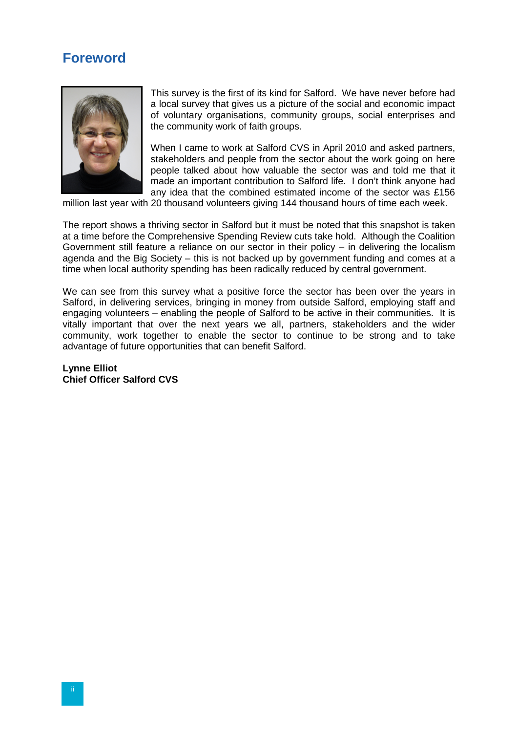# Foreword

This survey is the first of its kind for Salford. We have never before had a local survey that gives us a picture of the social and economic impact of voluntary organisations, community groups, social enterprises and the community work of faith groups.

When I came to work at Salford CVS in April 2010 and asked partners, stakeholders and people from the sector about the work going on here people talked about how valuable the sector was and told me that it made an important contribution to Salford life. I don't think anyone had any idea that the combined estimated income of the sector was £156 million last year with 20 thousand volunteers giving 144 thousand hours of time each week.

The report shows a thriving sector in Salford but it must be noted that this snapshot is taken at a time before the Comprehensive Spending Review cuts take hold. Although the Coalition Government still feature a reliance on our sector in their policy – in delivering the localism agenda and the Big Society – this is not backed up by government funding and comes at a time when local authority spending has been radically reduced by central government.

We can see from this survey what a positive force the sector has been over the years in Salford, in delivering services, bringing in money from outside Salford, employing staff and engaging volunteers – enabling the people of Salford to be active in their communities. It is vitally important that over the next years we all, partners, stakeholders and the wider community, work together to enable the sector to continue to be strong and to take advantage of future opportunities that can benefit Salford.

**Lynne Elliot**
**Chief Officer Salford CVS**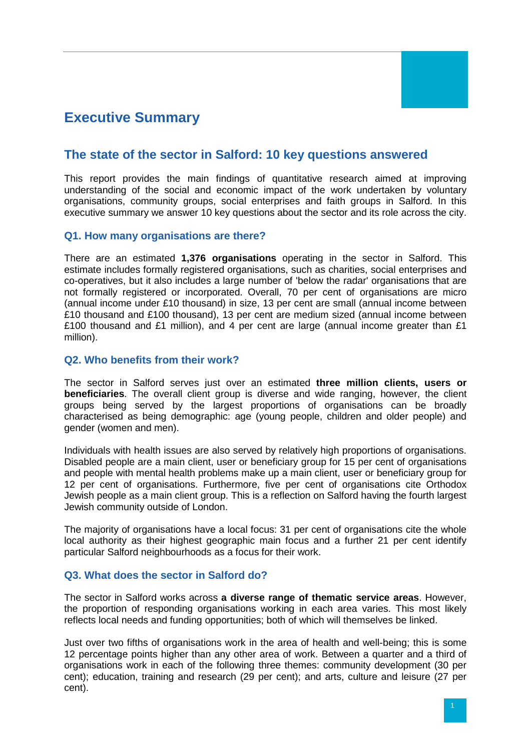# Executive Summary

## The state of the sector in Salford: 10 key questions answered

This report provides the main findings of quantitative research aimed at improving understanding of the social and economic impact of the work undertaken by voluntary organisations, community groups, social enterprises and faith groups in Salford. In this executive summary we answer 10 key questions about the sector and its role across the city.

### Q1. How many organisations are there?

There are an estimated **1,376 organisations** operating in the sector in Salford. This estimate includes formally registered organisations, such as charities, social enterprises and co-operatives, but it also includes a large number of 'below the radar' organisations that are not formally registered or incorporated. Overall, 70 per cent of organisations are micro (annual income under £10 thousand) in size, 13 per cent are small (annual income between £10 thousand and £100 thousand), 13 per cent are medium sized (annual income between £100 thousand and £1 million), and 4 per cent are large (annual income greater than £1 million).

### Q2. Who benefits from their work?

The sector in Salford serves just over an estimated **three million clients, users or beneficiaries**. The overall client group is diverse and wide ranging, however, the client groups being served by the largest proportions of organisations can be broadly characterised as being demographic: age (young people, children and older people) and gender (women and men).

Individuals with health issues are also served by relatively high proportions of organisations. Disabled people are a main client, user or beneficiary group for 15 per cent of organisations and people with mental health problems make up a main client, user or beneficiary group for 12 per cent of organisations. Furthermore, five per cent of organisations cite Orthodox Jewish people as a main client group. This is a reflection on Salford having the fourth largest Jewish community outside of London.

The majority of organisations have a local focus: 31 per cent of organisations cite the whole local authority as their highest geographic main focus and a further 21 per cent identify particular Salford neighbourhoods as a focus for their work.

### Q3. What does the sector in Salford do?

The sector in Salford works across **a diverse range of thematic service areas**. However, the proportion of responding organisations working in each area varies. This most likely reflects local needs and funding opportunities; both of which will themselves be linked.

Just over two fifths of organisations work in the area of health and well-being; this is some 12 percentage points higher than any other area of work. Between a quarter and a third of organisations work in each of the following three themes: community development (30 per cent); education, training and research (29 per cent); and arts, culture and leisure (27 per cent).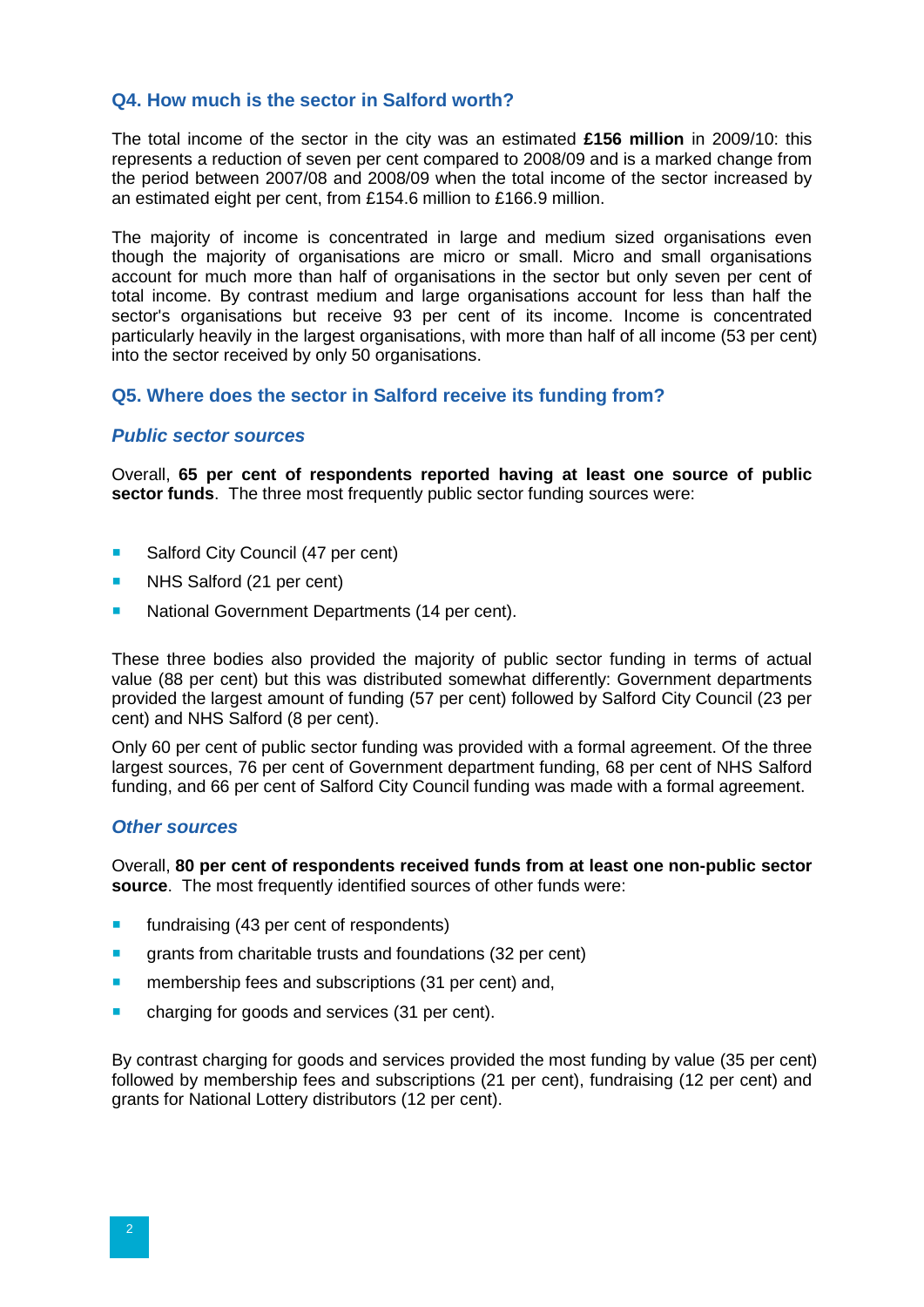## Q4. How much is the sector in Salford worth?

The total income of the sector in the city was an estimated **£156 million** in 2009/10: this represents a reduction of seven per cent compared to 2008/09 and is a marked change from the period between 2007/08 and 2008/09 when the total income of the sector increased by an estimated eight per cent, from £154.6 million to £166.9 million.

The majority of income is concentrated in large and medium sized organisations even though the majority of organisations are micro or small. Micro and small organisations account for much more than half of organisations in the sector but only seven per cent of total income. By contrast medium and large organisations account for less than half the sector's organisations but receive 93 per cent of its income. Income is concentrated particularly heavily in the largest organisations, with more than half of all income (53 per cent) into the sector received by only 50 organisations.

## Q5. Where does the sector in Salford receive its funding from?

### *Public sector sources*

Overall, **65 per cent of respondents reported having at least one source of public sector funds**. The three most frequently public sector funding sources were:

- Salford City Council (47 per cent)
- NHS Salford (21 per cent)
- National Government Departments (14 per cent).

These three bodies also provided the majority of public sector funding in terms of actual value (88 per cent) but this was distributed somewhat differently: Government departments provided the largest amount of funding (57 per cent) followed by Salford City Council (23 per cent) and NHS Salford (8 per cent).

Only 60 per cent of public sector funding was provided with a formal agreement. Of the three largest sources, 76 per cent of Government department funding, 68 per cent of NHS Salford funding, and 66 per cent of Salford City Council funding was made with a formal agreement.

### *Other sources*

Overall, **80 per cent of respondents received funds from at least one non-public sector source**. The most frequently identified sources of other funds were:

- fundraising (43 per cent of respondents)
- grants from charitable trusts and foundations (32 per cent)
- membership fees and subscriptions (31 per cent) and,
- charging for goods and services (31 per cent).

By contrast charging for goods and services provided the most funding by value (35 per cent) followed by membership fees and subscriptions (21 per cent), fundraising (12 per cent) and grants for National Lottery distributors (12 per cent).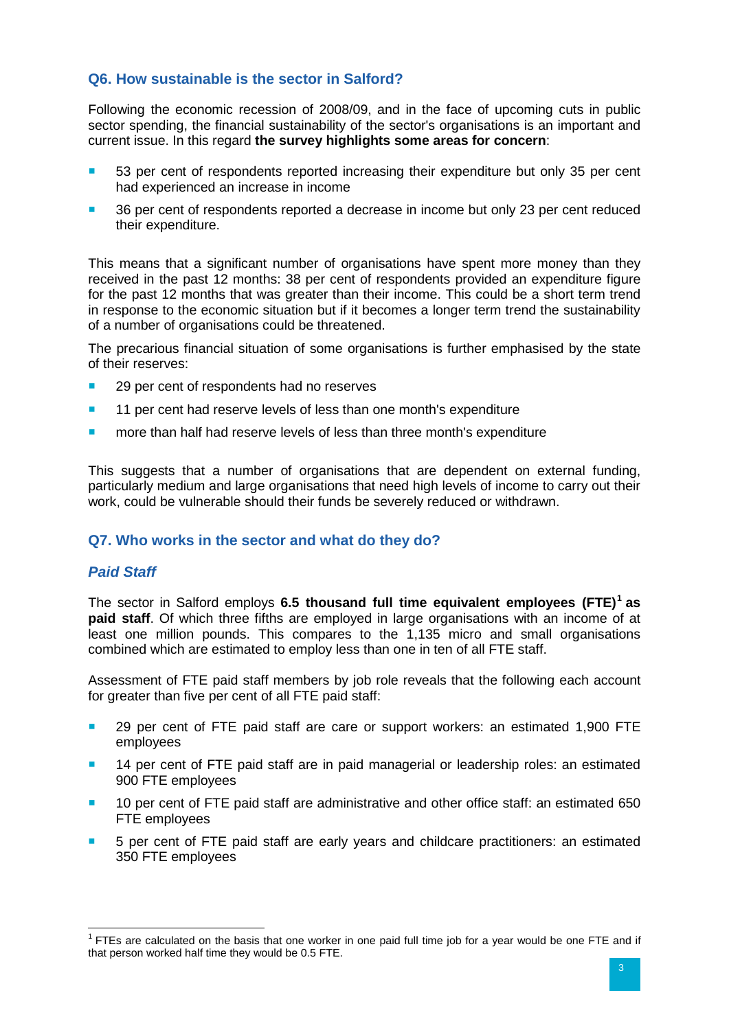## Q6. How sustainable is the sector in Salford?

Following the economic recession of 2008/09, and in the face of upcoming cuts in public sector spending, the financial sustainability of the sector's organisations is an important and current issue. In this regard **the survey highlights some areas for concern**:

- 53 per cent of respondents reported increasing their expenditure but only 35 per cent had experienced an increase in income
- 36 per cent of respondents reported a decrease in income but only 23 per cent reduced their expenditure.

This means that a significant number of organisations have spent more money than they received in the past 12 months: 38 per cent of respondents provided an expenditure figure for the past 12 months that was greater than their income. This could be a short term trend in response to the economic situation but if it becomes a longer term trend the sustainability of a number of organisations could be threatened.

The precarious financial situation of some organisations is further emphasised by the state of their reserves:

- 29 per cent of respondents had no reserves
- 11 per cent had reserve levels of less than one month's expenditure
- more than half had reserve levels of less than three month's expenditure

This suggests that a number of organisations that are dependent on external funding, particularly medium and large organisations that need high levels of income to carry out their work, could be vulnerable should their funds be severely reduced or withdrawn.

## Q7. Who works in the sector and what do they do?

### *Paid Staff*

The sector in Salford employs **6.5 thousand full time equivalent employees (FTE)**[1] **as paid staff**. Of which three fifths are employed in large organisations with an income of at least one million pounds. This compares to the 1,135 micro and small organisations combined which are estimated to employ less than one in ten of all FTE staff.

Assessment of FTE paid staff members by job role reveals that the following each account for greater than five per cent of all FTE paid staff:

- 29 per cent of FTE paid staff are care or support workers: an estimated 1,900 FTE employees
- 14 per cent of FTE paid staff are in paid managerial or leadership roles: an estimated 900 FTE employees
- 10 per cent of FTE paid staff are administrative and other office staff: an estimated 650 FTE employees
- 5 per cent of FTE paid staff are early years and childcare practitioners: an estimated 350 FTE employees

[1] FTEs are calculated on the basis that one worker in one paid full time job for a year would be one FTE and if that person worked half time they would be 0.5 FTE.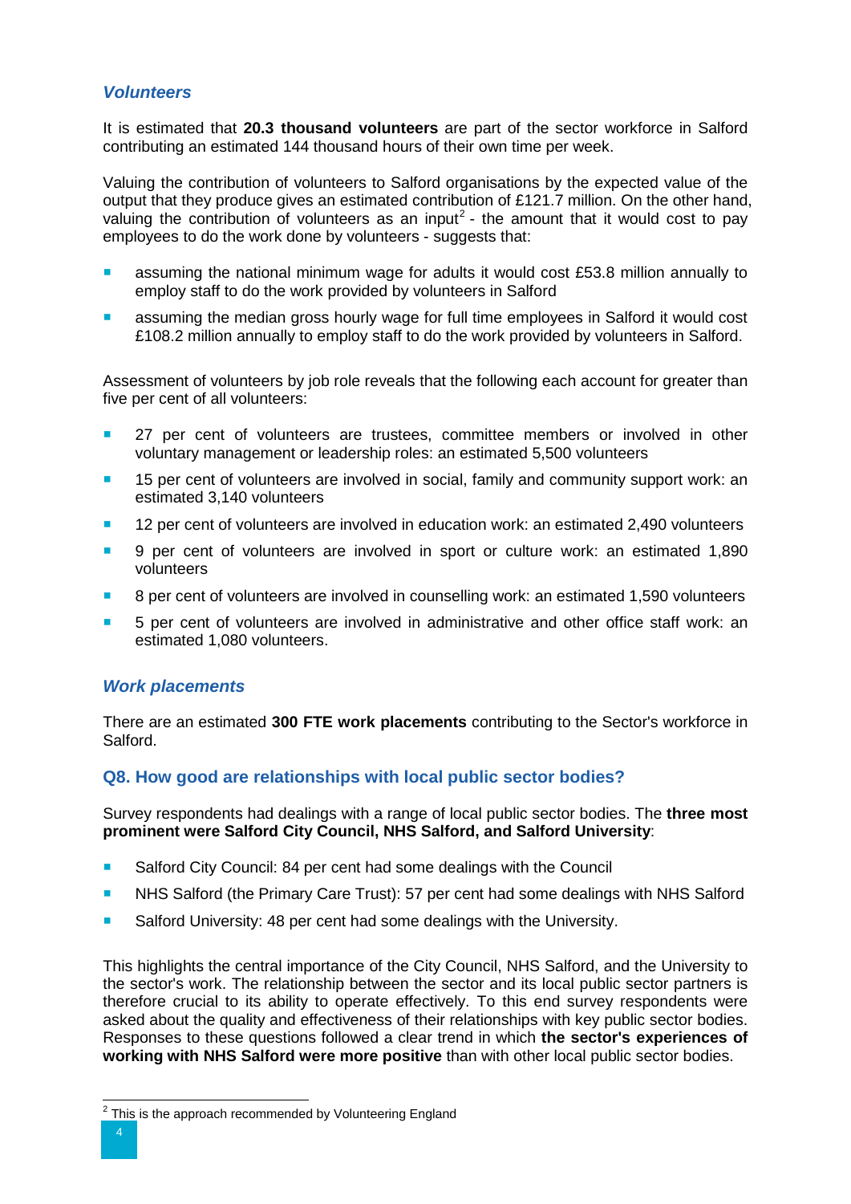### *Volunteers*

It is estimated that **20.3 thousand volunteers** are part of the sector workforce in Salford contributing an estimated 144 thousand hours of their own time per week.

Valuing the contribution of volunteers to Salford organisations by the expected value of the output that they produce gives an estimated contribution of £121.7 million. On the other hand, valuing the contribution of volunteers as an input[2] - the amount that it would cost to pay employees to do the work done by volunteers - suggests that:

- assuming the national minimum wage for adults it would cost £53.8 million annually to employ staff to do the work provided by volunteers in Salford
- assuming the median gross hourly wage for full time employees in Salford it would cost £108.2 million annually to employ staff to do the work provided by volunteers in Salford.

Assessment of volunteers by job role reveals that the following each account for greater than five per cent of all volunteers:

- 27 per cent of volunteers are trustees, committee members or involved in other voluntary management or leadership roles: an estimated 5,500 volunteers
- 15 per cent of volunteers are involved in social, family and community support work: an estimated 3,140 volunteers
- 12 per cent of volunteers are involved in education work: an estimated 2,490 volunteers
- 9 per cent of volunteers are involved in sport or culture work: an estimated 1,890 volunteers
- 8 per cent of volunteers are involved in counselling work: an estimated 1,590 volunteers
- 5 per cent of volunteers are involved in administrative and other office staff work: an estimated 1,080 volunteers.

### *Work placements*

There are an estimated **300 FTE work placements** contributing to the Sector's workforce in Salford.

### Q8. How good are relationships with local public sector bodies?

Survey respondents had dealings with a range of local public sector bodies. The **three most prominent were Salford City Council, NHS Salford, and Salford University**:

- Salford City Council: 84 per cent had some dealings with the Council
- NHS Salford (the Primary Care Trust): 57 per cent had some dealings with NHS Salford
- Salford University: 48 per cent had some dealings with the University.

This highlights the central importance of the City Council, NHS Salford, and the University to the sector's work. The relationship between the sector and its local public sector partners is therefore crucial to its ability to operate effectively. To this end survey respondents were asked about the quality and effectiveness of their relationships with key public sector bodies. Responses to these questions followed a clear trend in which **the sector's experiences of working with NHS Salford were more positive** than with other local public sector bodies.

---

[2] This is the approach recommended by Volunteering England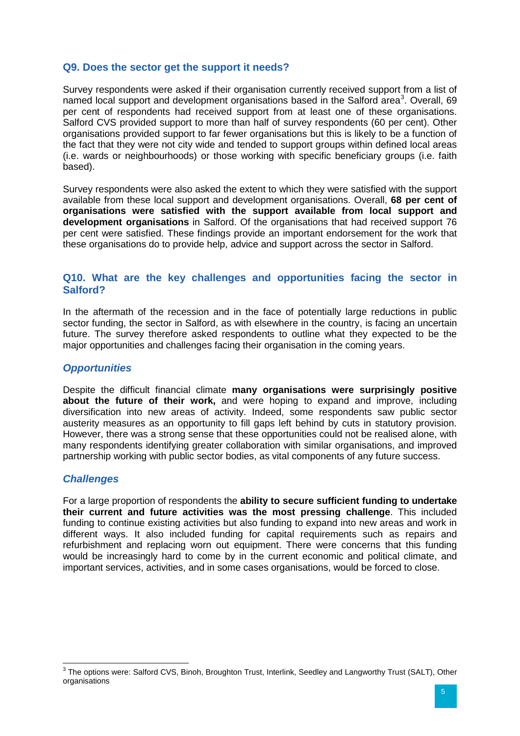### Q9. Does the sector get the support it needs?

Survey respondents were asked if their organisation currently received support from a list of named local support and development organisations based in the Salford area[3]. Overall, 69 per cent of respondents had received support from at least one of these organisations. Salford CVS provided support to more than half of survey respondents (60 per cent). Other organisations provided support to far fewer organisations but this is likely to be a function of the fact that they were not city wide and tended to support groups within defined local areas (i.e. wards or neighbourhoods) or those working with specific beneficiary groups (i.e. faith based).

Survey respondents were also asked the extent to which they were satisfied with the support available from these local support and development organisations. Overall, **68 per cent of organisations were satisfied with the support available from local support and development organisations** in Salford. Of the organisations that had received support 76 per cent were satisfied. These findings provide an important endorsement for the work that these organisations do to provide help, advice and support across the sector in Salford.

### Q10. What are the key challenges and opportunities facing the sector in Salford?

In the aftermath of the recession and in the face of potentially large reductions in public sector funding, the sector in Salford, as with elsewhere in the country, is facing an uncertain future. The survey therefore asked respondents to outline what they expected to be the major opportunities and challenges facing their organisation in the coming years.

#### *Opportunities*

Despite the difficult financial climate **many organisations were surprisingly positive about the future of their work,** and were hoping to expand and improve, including diversification into new areas of activity. Indeed, some respondents saw public sector austerity measures as an opportunity to fill gaps left behind by cuts in statutory provision. However, there was a strong sense that these opportunities could not be realised alone, with many respondents identifying greater collaboration with similar organisations, and improved partnership working with public sector bodies, as vital components of any future success.

#### *Challenges*

For a large proportion of respondents the **ability to secure sufficient funding to undertake their current and future activities was the most pressing challenge**. This included funding to continue existing activities but also funding to expand into new areas and work in different ways. It also included funding for capital requirements such as repairs and refurbishment and replacing worn out equipment. There were concerns that this funding would be increasingly hard to come by in the current economic and political climate, and important services, activities, and in some cases organisations, would be forced to close.

[3] The options were: Salford CVS, Binoh, Broughton Trust, Interlink, Seedley and Langworthy Trust (SALT), Other organisations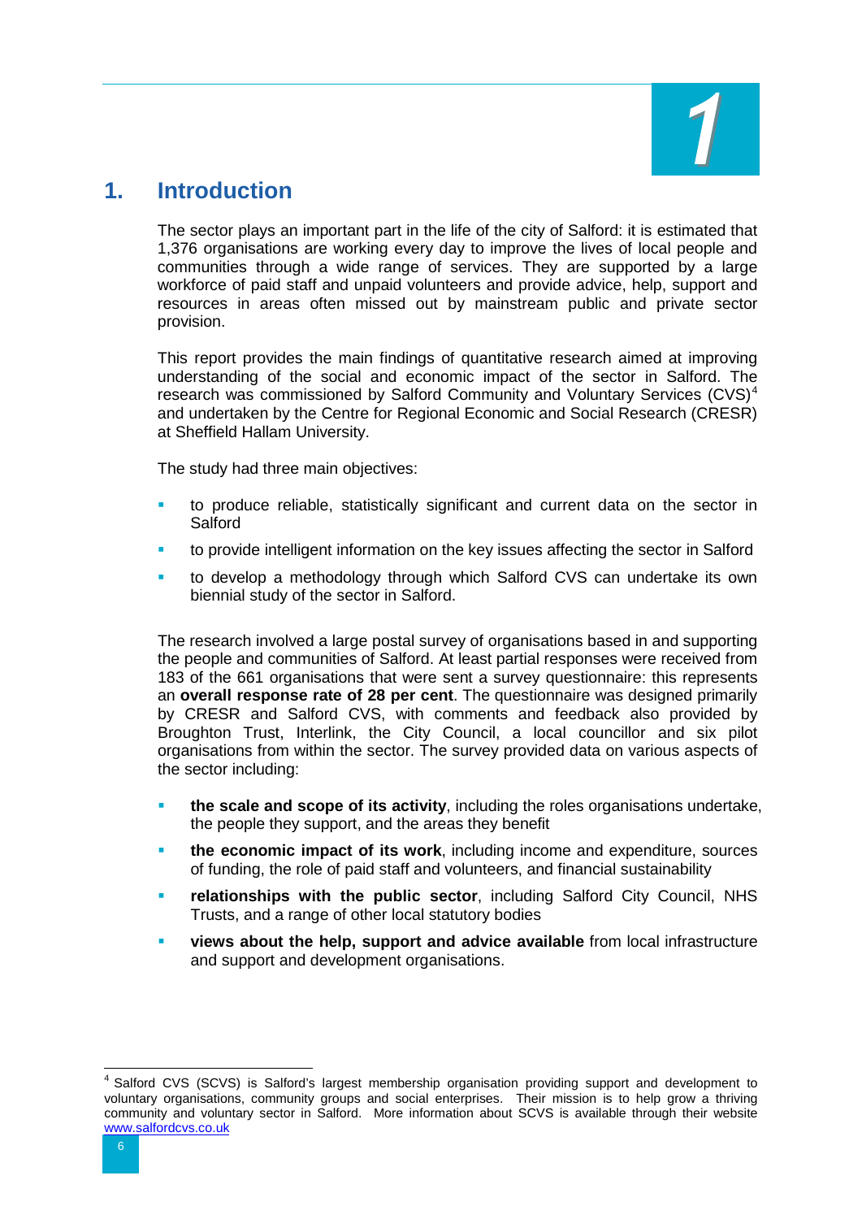# 1. Introduction

The sector plays an important part in the life of the city of Salford: it is estimated that 1,376 organisations are working every day to improve the lives of local people and communities through a wide range of services. They are supported by a large workforce of paid staff and unpaid volunteers and provide advice, help, support and resources in areas often missed out by mainstream public and private sector provision.

This report provides the main findings of quantitative research aimed at improving understanding of the social and economic impact of the sector in Salford. The research was commissioned by Salford Community and Voluntary Services (CVS)[4] and undertaken by the Centre for Regional Economic and Social Research (CRESR) at Sheffield Hallam University.

The study had three main objectives:

- to produce reliable, statistically significant and current data on the sector in Salford
- to provide intelligent information on the key issues affecting the sector in Salford
- to develop a methodology through which Salford CVS can undertake its own biennial study of the sector in Salford.

The research involved a large postal survey of organisations based in and supporting the people and communities of Salford. At least partial responses were received from 183 of the 661 organisations that were sent a survey questionnaire: this represents an **overall response rate of 28 per cent**. The questionnaire was designed primarily by CRESR and Salford CVS, with comments and feedback also provided by Broughton Trust, Interlink, the City Council, a local councillor and six pilot organisations from within the sector. The survey provided data on various aspects of the sector including:

- **the scale and scope of its activity**, including the roles organisations undertake, the people they support, and the areas they benefit
- **the economic impact of its work**, including income and expenditure, sources of funding, the role of paid staff and volunteers, and financial sustainability
- **relationships with the public sector**, including Salford City Council, NHS Trusts, and a range of other local statutory bodies
- **views about the help, support and advice available** from local infrastructure and support and development organisations.

[4] Salford CVS (SCVS) is Salford's largest membership organisation providing support and development to voluntary organisations, community groups and social enterprises. Their mission is to help grow a thriving community and voluntary sector in Salford. More information about SCVS is available through their website [www.salfordcvs.co.uk](http://www.salfordcvs.co.uk)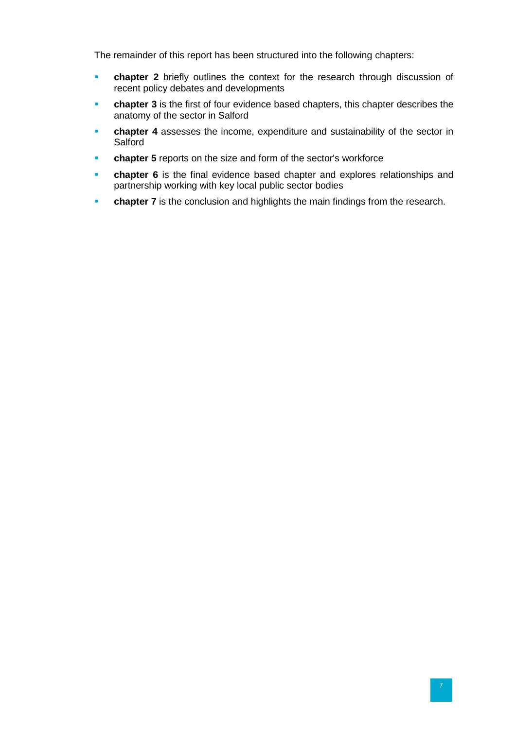The remainder of this report has been structured into the following chapters:

- **chapter 2** briefly outlines the context for the research through discussion of recent policy debates and developments
- **chapter 3** is the first of four evidence based chapters, this chapter describes the anatomy of the sector in Salford
- **chapter 4** assesses the income, expenditure and sustainability of the sector in Salford
- **chapter 5** reports on the size and form of the sector's workforce
- **chapter 6** is the final evidence based chapter and explores relationships and partnership working with key local public sector bodies
- **chapter 7** is the conclusion and highlights the main findings from the research.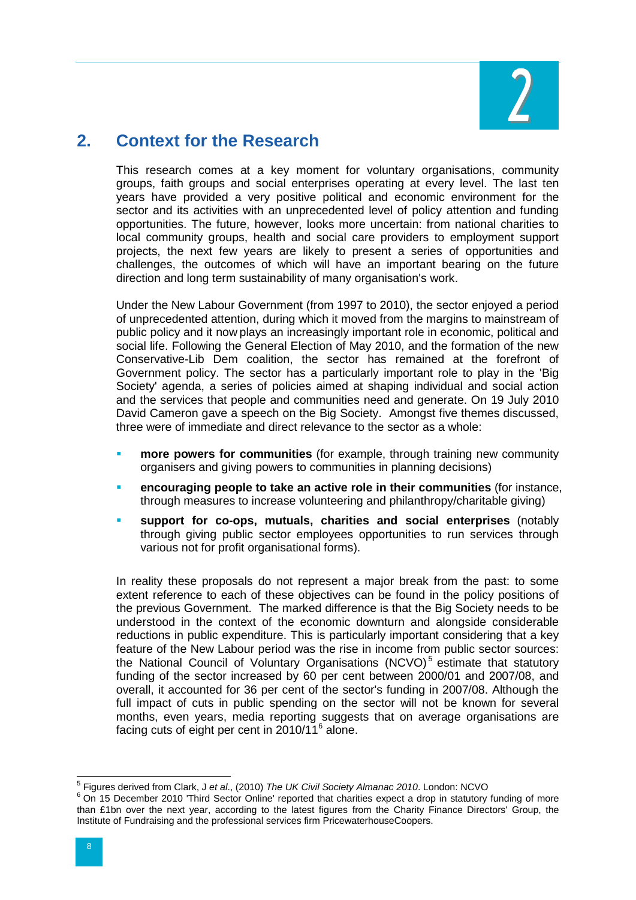## 2. Context for the Research

This research comes at a key moment for voluntary organisations, community groups, faith groups and social enterprises operating at every level. The last ten years have provided a very positive political and economic environment for the sector and its activities with an unprecedented level of policy attention and funding opportunities. The future, however, looks more uncertain: from national charities to local community groups, health and social care providers to employment support projects, the next few years are likely to present a series of opportunities and challenges, the outcomes of which will have an important bearing on the future direction and long term sustainability of many organisation's work.

Under the New Labour Government (from 1997 to 2010), the sector enjoyed a period of unprecedented attention, during which it moved from the margins to mainstream of public policy and it now plays an increasingly important role in economic, political and social life. Following the General Election of May 2010, and the formation of the new Conservative-Lib Dem coalition, the sector has remained at the forefront of Government policy. The sector has a particularly important role to play in the 'Big Society' agenda, a series of policies aimed at shaping individual and social action and the services that people and communities need and generate. On 19 July 2010 David Cameron gave a speech on the Big Society. Amongst five themes discussed, three were of immediate and direct relevance to the sector as a whole:

- **more powers for communities** (for example, through training new community organisers and giving powers to communities in planning decisions)
- **encouraging people to take an active role in their communities** (for instance, through measures to increase volunteering and philanthropy/charitable giving)
- **support for co-ops, mutuals, charities and social enterprises** (notably through giving public sector employees opportunities to run services through various not for profit organisational forms).

In reality these proposals do not represent a major break from the past: to some extent reference to each of these objectives can be found in the policy positions of the previous Government. The marked difference is that the Big Society needs to be understood in the context of the economic downturn and alongside considerable reductions in public expenditure. This is particularly important considering that a key feature of the New Labour period was the rise in income from public sector sources: the National Council of Voluntary Organisations (NCVO)[5] estimate that statutory funding of the sector increased by 60 per cent between 2000/01 and 2007/08, and overall, it accounted for 36 per cent of the sector's funding in 2007/08. Although the full impact of cuts in public spending on the sector will not be known for several months, even years, media reporting suggests that on average organisations are facing cuts of eight per cent in 2010/11[6] alone.

---

[5] Figures derived from Clark, J *et al*., (2010) *The UK Civil Society Almanac 2010*. London: NCVO

[6] On 15 December 2010 'Third Sector Online' reported that charities expect a drop in statutory funding of more than £1bn over the next year, according to the latest figures from the Charity Finance Directors' Group, the Institute of Fundraising and the professional services firm PricewaterhouseCoopers.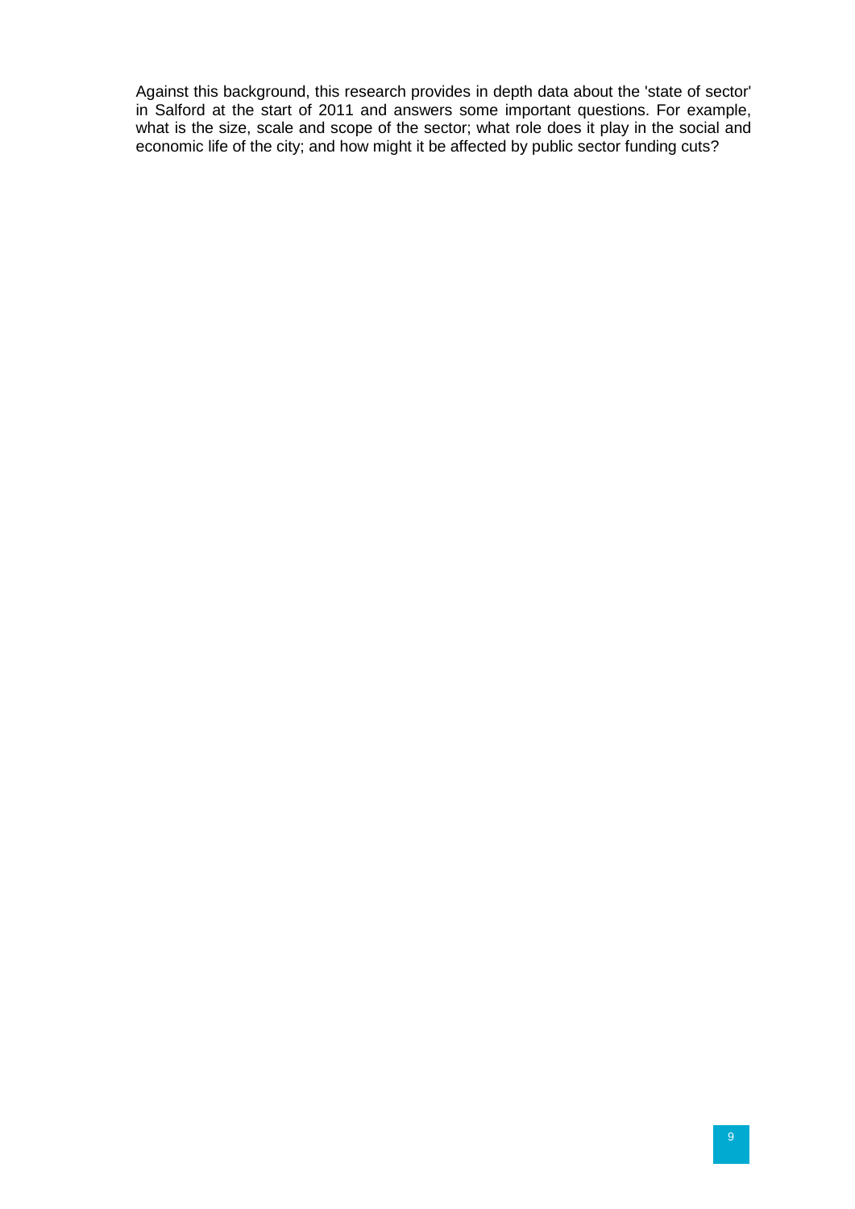Against this background, this research provides in depth data about the 'state of sector' in Salford at the start of 2011 and answers some important questions. For example, what is the size, scale and scope of the sector; what role does it play in the social and economic life of the city; and how might it be affected by public sector funding cuts?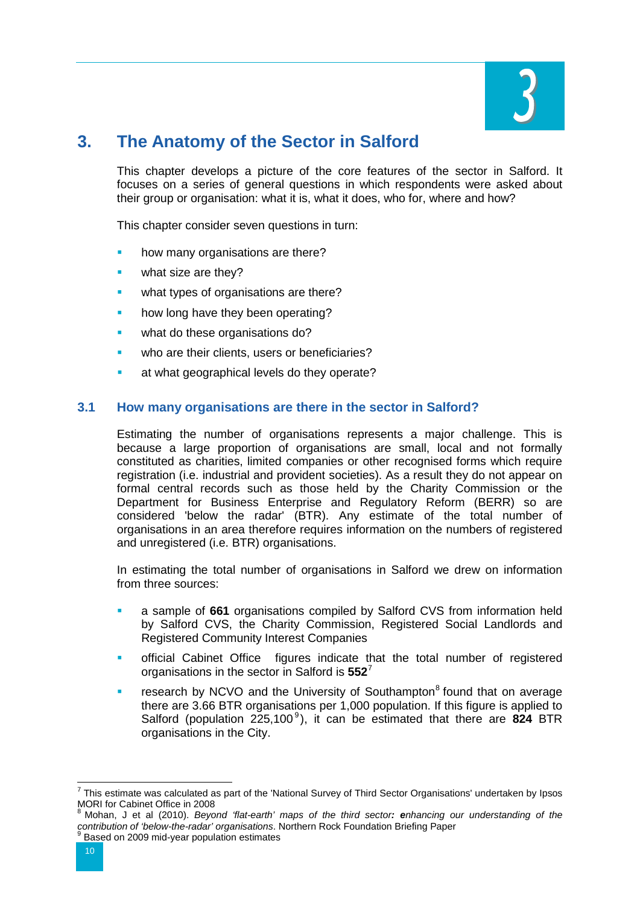# 3. The Anatomy of the Sector in Salford

This chapter develops a picture of the core features of the sector in Salford. It focuses on a series of general questions in which respondents were asked about their group or organisation: what it is, what it does, who for, where and how?

This chapter consider seven questions in turn:

- how many organisations are there?
- what size are they?
- what types of organisations are there?
- how long have they been operating?
- what do these organisations do?
- who are their clients, users or beneficiaries?
- at what geographical levels do they operate?

## 3.1 How many organisations are there in the sector in Salford?

Estimating the number of organisations represents a major challenge. This is because a large proportion of organisations are small, local and not formally constituted as charities, limited companies or other recognised forms which require registration (i.e. industrial and provident societies). As a result they do not appear on formal central records such as those held by the Charity Commission or the Department for Business Enterprise and Regulatory Reform (BERR) so are considered 'below the radar' (BTR). Any estimate of the total number of organisations in an area therefore requires information on the numbers of registered and unregistered (i.e. BTR) organisations.

In estimating the total number of organisations in Salford we drew on information from three sources:

- a sample of **661** organisations compiled by Salford CVS from information held by Salford CVS, the Charity Commission, Registered Social Landlords and Registered Community Interest Companies
- official Cabinet Office figures indicate that the total number of registered organisations in the sector in Salford is **552**[7]
- research by NCVO and the University of Southampton[8] found that on average there are 3.66 BTR organisations per 1,000 population. If this figure is applied to Salford (population 225,100[9]), it can be estimated that there are **824** BTR organisations in the City.

[7] This estimate was calculated as part of the 'National Survey of Third Sector Organisations' undertaken by Ipsos MORI for Cabinet Office in 2008

[8] Mohan, J et al (2010). *Beyond 'flat-earth' maps of the third sector: enhancing our understanding of the contribution of 'below-the-radar' organisations*. Northern Rock Foundation Briefing Paper

[9] Based on 2009 mid-year population estimates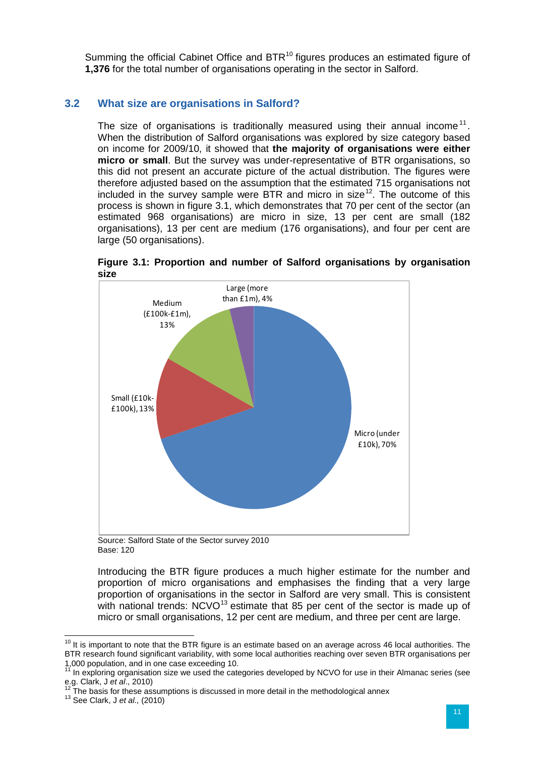Summing the official Cabinet Office and BTR[10] figures produces an estimated figure of **1,376** for the total number of organisations operating in the sector in Salford.

## 3.2 What size are organisations in Salford?

The size of organisations is traditionally measured using their annual income[11]. When the distribution of Salford organisations was explored by size category based on income for 2009/10, it showed that **the majority of organisations were either micro or small**. But the survey was under-representative of BTR organisations, so this did not present an accurate picture of the actual distribution. The figures were therefore adjusted based on the assumption that the estimated 715 organisations not included in the survey sample were BTR and micro in size[12]. The outcome of this process is shown in figure 3.1, which demonstrates that 70 per cent of the sector (an estimated 968 organisations) are micro in size, 13 per cent are small (182 organisations), 13 per cent are medium (176 organisations), and four per cent are large (50 organisations).

**Figure 3.1: Proportion and number of Salford organisations by organisation size**

Large (more than £1m), 4%
Medium (£100k-£1m), 13%
Small (£10k-£100k), 13%
Micro (under £10k), 70%

Source: Salford State of the Sector survey 2010
Base: 120

Introducing the BTR figure produces a much higher estimate for the number and proportion of micro organisations and emphasises the finding that a very large proportion of organisations in the sector in Salford are very small. This is consistent with national trends: NCVO[13] estimate that 85 per cent of the sector is made up of micro or small organisations, 12 per cent are medium, and three per cent are large.

---

[10] It is important to note that the BTR figure is an estimate based on an average across 46 local authorities. The BTR research found significant variability, with some local authorities reaching over seven BTR organisations per 1,000 population, and in one case exceeding 10.

[11] In exploring organisation size we used the categories developed by NCVO for use in their Almanac series (see e.g. Clark, J *et al*., 2010)

[12] The basis for these assumptions is discussed in more detail in the methodological annex

[13] See Clark, J *et al.,* (2010)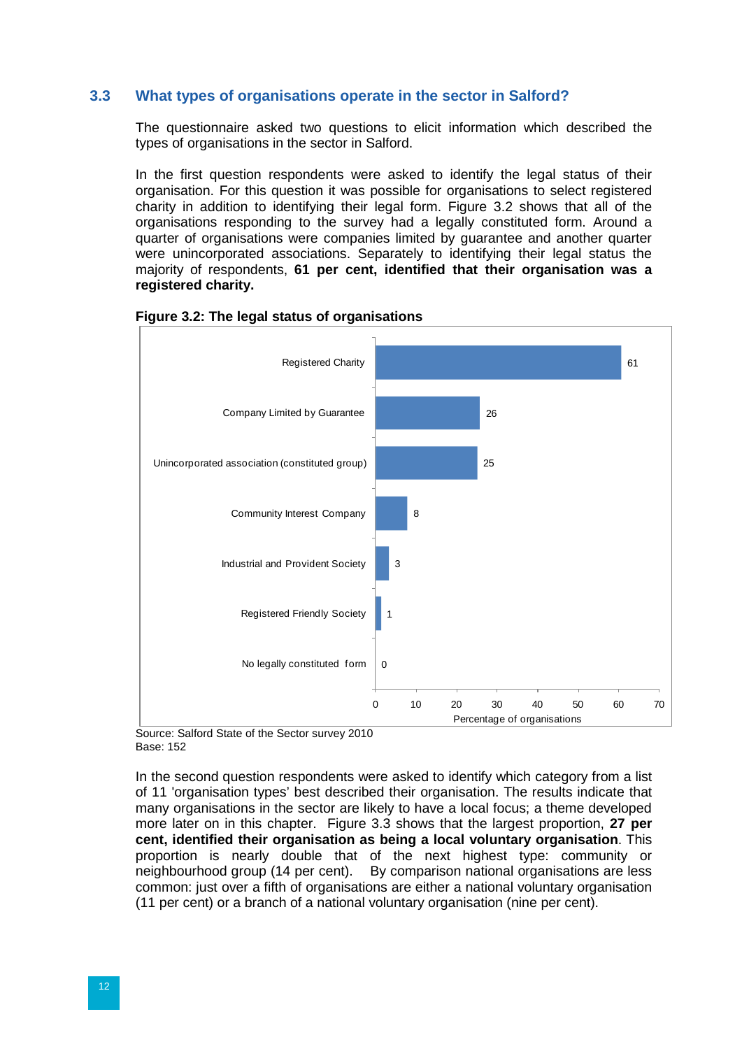## 3.3 What types of organisations operate in the sector in Salford?

The questionnaire asked two questions to elicit information which described the types of organisations in the sector in Salford.

In the first question respondents were asked to identify the legal status of their organisation. For this question it was possible for organisations to select registered charity in addition to identifying their legal form. Figure 3.2 shows that all of the organisations responding to the survey had a legally constituted form. Around a quarter of organisations were companies limited by guarantee and another quarter were unincorporated associations. Separately to identifying their legal status the majority of respondents, **61 per cent, identified that their organisation was a registered charity.**

**Figure 3.2: The legal status of organisations**

| Legal status | Percentage of organisations |
| --- | --- |
| Registered Charity | 61 |
| Company Limited by Guarantee | 26 |
| Unincorporated association (constituted group) | 25 |
| Community Interest Company | 8 |
| Industrial and Provident Society | 3 |
| Registered Friendly Society | 1 |
| No legally constituted form | 0 |

Source: Salford State of the Sector survey 2010
Base: 152

In the second question respondents were asked to identify which category from a list of 11 'organisation types' best described their organisation. The results indicate that many organisations in the sector are likely to have a local focus; a theme developed more later on in this chapter. Figure 3.3 shows that the largest proportion, **27 per cent, identified their organisation as being a local voluntary organisation**. This proportion is nearly double that of the next highest type: community or neighbourhood group (14 per cent). By comparison national organisations are less common: just over a fifth of organisations are either a national voluntary organisation (11 per cent) or a branch of a national voluntary organisation (nine per cent).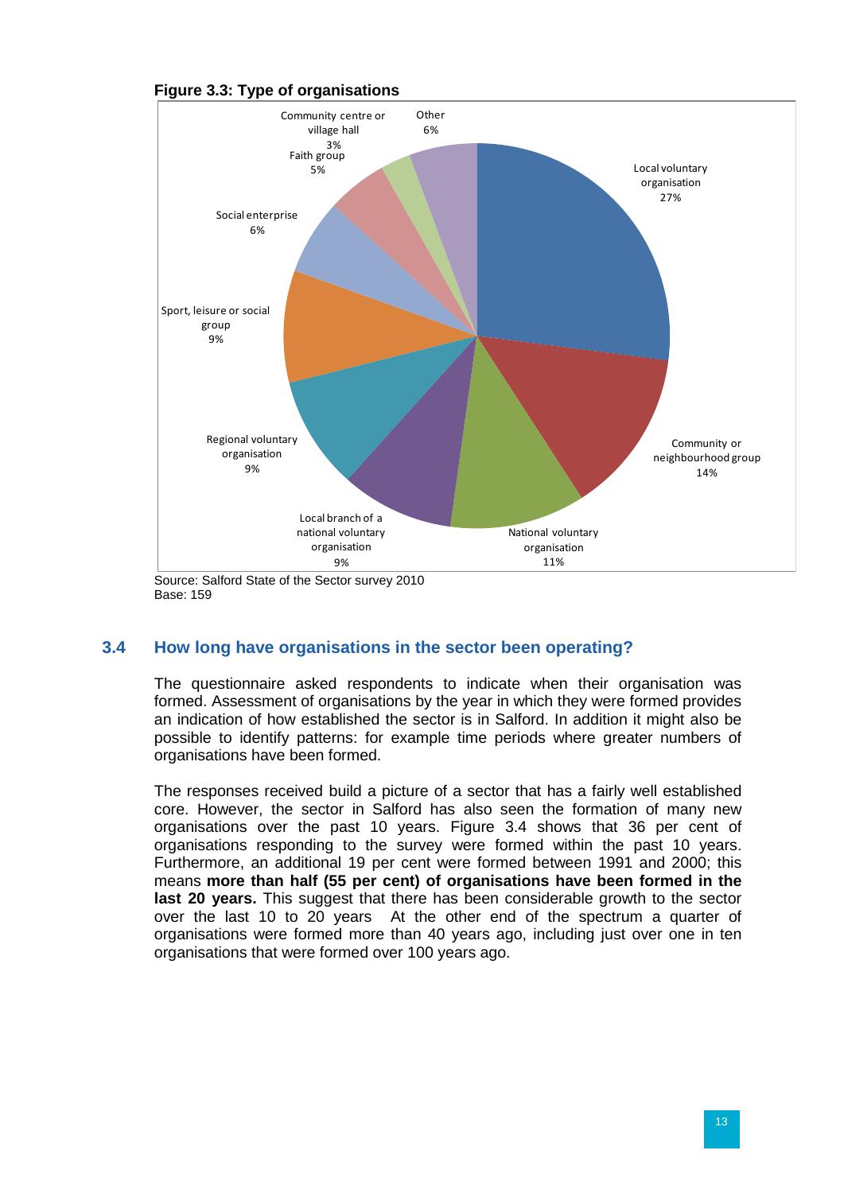**Figure 3.3: Type of organisations**

| Type of organisation | Percentage |
|---|---|
| Local voluntary organisation | 27% |
| Community or neighbourhood group | 14% |
| National voluntary organisation | 11% |
| Local branch of a national voluntary organisation | 9% |
| Regional voluntary organisation | 9% |
| Sport, leisure or social group | 9% |
| Social enterprise | 6% |
| Faith group | 5% |
| Community centre or village hall | 3% |
| Other | 6% |

Source: Salford State of the Sector survey 2010
Base: 159

## 3.4 How long have organisations in the sector been operating?

The questionnaire asked respondents to indicate when their organisation was formed. Assessment of organisations by the year in which they were formed provides an indication of how established the sector is in Salford. In addition it might also be possible to identify patterns: for example time periods where greater numbers of organisations have been formed.

The responses received build a picture of a sector that has a fairly well established core. However, the sector in Salford has also seen the formation of many new organisations over the past 10 years. Figure 3.4 shows that 36 per cent of organisations responding to the survey were formed within the past 10 years. Furthermore, an additional 19 per cent were formed between 1991 and 2000; this means **more than half (55 per cent) of organisations have been formed in the last 20 years.** This suggest that there has been considerable growth to the sector over the last 10 to 20 years At the other end of the spectrum a quarter of organisations were formed more than 40 years ago, including just over one in ten organisations that were formed over 100 years ago.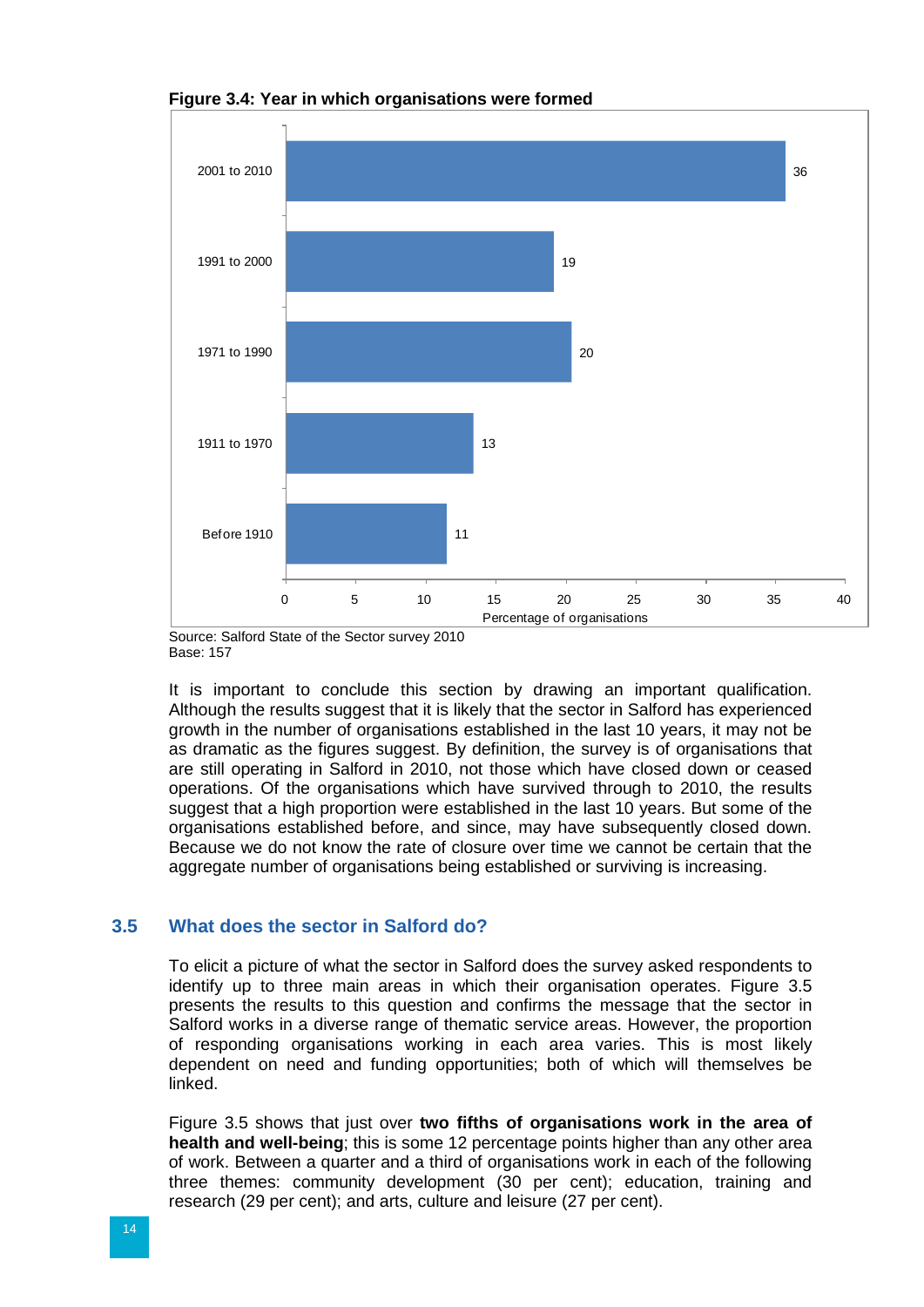**Figure 3.4: Year in which organisations were formed**

| Year formed | Percentage of organisations |
|---|---|
| 2001 to 2010 | 36 |
| 1991 to 2000 | 19 |
| 1971 to 1990 | 20 |
| 1911 to 1970 | 13 |
| Before 1910 | 11 |

Source: Salford State of the Sector survey 2010
Base: 157

It is important to conclude this section by drawing an important qualification. Although the results suggest that it is likely that the sector in Salford has experienced growth in the number of organisations established in the last 10 years, it may not be as dramatic as the figures suggest. By definition, the survey is of organisations that are still operating in Salford in 2010, not those which have closed down or ceased operations. Of the organisations which have survived through to 2010, the results suggest that a high proportion were established in the last 10 years. But some of the organisations established before, and since, may have subsequently closed down. Because we do not know the rate of closure over time we cannot be certain that the aggregate number of organisations being established or surviving is increasing.

## 3.5 What does the sector in Salford do?

To elicit a picture of what the sector in Salford does the survey asked respondents to identify up to three main areas in which their organisation operates. Figure 3.5 presents the results to this question and confirms the message that the sector in Salford works in a diverse range of thematic service areas. However, the proportion of responding organisations working in each area varies. This is most likely dependent on need and funding opportunities; both of which will themselves be linked.

Figure 3.5 shows that just over **two fifths of organisations work in the area of health and well-being**; this is some 12 percentage points higher than any other area of work. Between a quarter and a third of organisations work in each of the following three themes: community development (30 per cent); education, training and research (29 per cent); and arts, culture and leisure (27 per cent).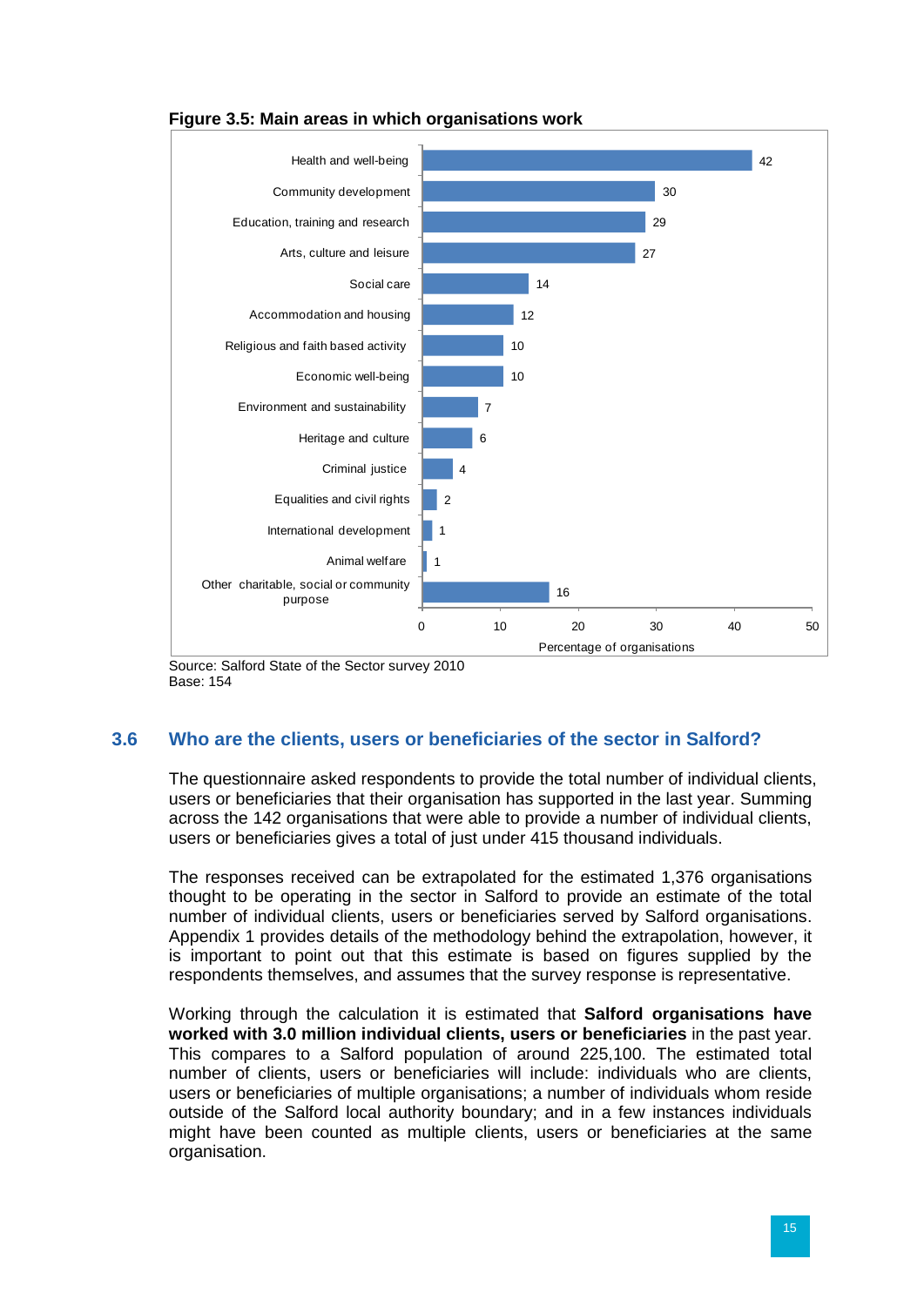**Figure 3.5: Main areas in which organisations work**

| Area | Percentage of organisations |
|---|---|
| Health and well-being | 42 |
| Community development | 30 |
| Education, training and research | 29 |
| Arts, culture and leisure | 27 |
| Social care | 14 |
| Accommodation and housing | 12 |
| Religious and faith based activity | 10 |
| Economic well-being | 10 |
| Environment and sustainability | 7 |
| Heritage and culture | 6 |
| Criminal justice | 4 |
| Equalities and civil rights | 2 |
| International development | 1 |
| Animal welfare | 1 |
| Other charitable, social or community purpose | 16 |

Source: Salford State of the Sector survey 2010
Base: 154

## 3.6 Who are the clients, users or beneficiaries of the sector in Salford?

The questionnaire asked respondents to provide the total number of individual clients, users or beneficiaries that their organisation has supported in the last year. Summing across the 142 organisations that were able to provide a number of individual clients, users or beneficiaries gives a total of just under 415 thousand individuals.

The responses received can be extrapolated for the estimated 1,376 organisations thought to be operating in the sector in Salford to provide an estimate of the total number of individual clients, users or beneficiaries served by Salford organisations. Appendix 1 provides details of the methodology behind the extrapolation, however, it is important to point out that this estimate is based on figures supplied by the respondents themselves, and assumes that the survey response is representative.

Working through the calculation it is estimated that **Salford organisations have worked with 3.0 million individual clients, users or beneficiaries** in the past year. This compares to a Salford population of around 225,100. The estimated total number of clients, users or beneficiaries will include: individuals who are clients, users or beneficiaries of multiple organisations; a number of individuals whom reside outside of the Salford local authority boundary; and in a few instances individuals might have been counted as multiple clients, users or beneficiaries at the same organisation.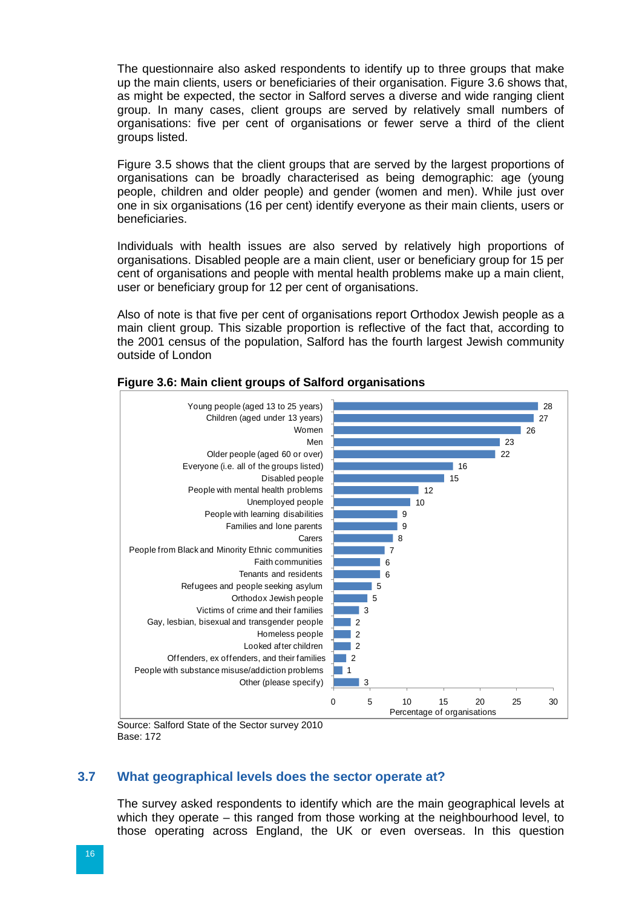The questionnaire also asked respondents to identify up to three groups that make up the main clients, users or beneficiaries of their organisation. Figure 3.6 shows that, as might be expected, the sector in Salford serves a diverse and wide ranging client group. In many cases, client groups are served by relatively small numbers of organisations: five per cent of organisations or fewer serve a third of the client groups listed.

Figure 3.5 shows that the client groups that are served by the largest proportions of organisations can be broadly characterised as being demographic: age (young people, children and older people) and gender (women and men). While just over one in six organisations (16 per cent) identify everyone as their main clients, users or beneficiaries.

Individuals with health issues are also served by relatively high proportions of organisations. Disabled people are a main client, user or beneficiary group for 15 per cent of organisations and people with mental health problems make up a main client, user or beneficiary group for 12 per cent of organisations.

Also of note is that five per cent of organisations report Orthodox Jewish people as a main client group. This sizable proportion is reflective of the fact that, according to the 2001 census of the population, Salford has the fourth largest Jewish community outside of London

**Figure 3.6: Main client groups of Salford organisations**

| Client group | Percentage of organisations |
|---|---|
| Young people (aged 13 to 25 years) | 28 |
| Children (aged under 13 years) | 27 |
| Women | 26 |
| Men | 23 |
| Older people (aged 60 or over) | 22 |
| Everyone (i.e. all of the groups listed) | 16 |
| Disabled people | 15 |
| People with mental health problems | 12 |
| Unemployed people | 10 |
| People with learning disabilities | 9 |
| Families and lone parents | 9 |
| Carers | 8 |
| People from Black and Minority Ethnic communities | 7 |
| Faith communities | 6 |
| Tenants and residents | 6 |
| Refugees and people seeking asylum | 5 |
| Orthodox Jewish people | 5 |
| Victims of crime and their families | 3 |
| Gay, lesbian, bisexual and transgender people | 2 |
| Homeless people | 2 |
| Looked after children | 2 |
| Offenders, ex offenders, and their families | 2 |
| People with substance misuse/addiction problems | 1 |
| Other (please specify) | 3 |

Source: Salford State of the Sector survey 2010
Base: 172

## 3.7 What geographical levels does the sector operate at?

The survey asked respondents to identify which are the main geographical levels at which they operate – this ranged from those working at the neighbourhood level, to those operating across England, the UK or even overseas. In this question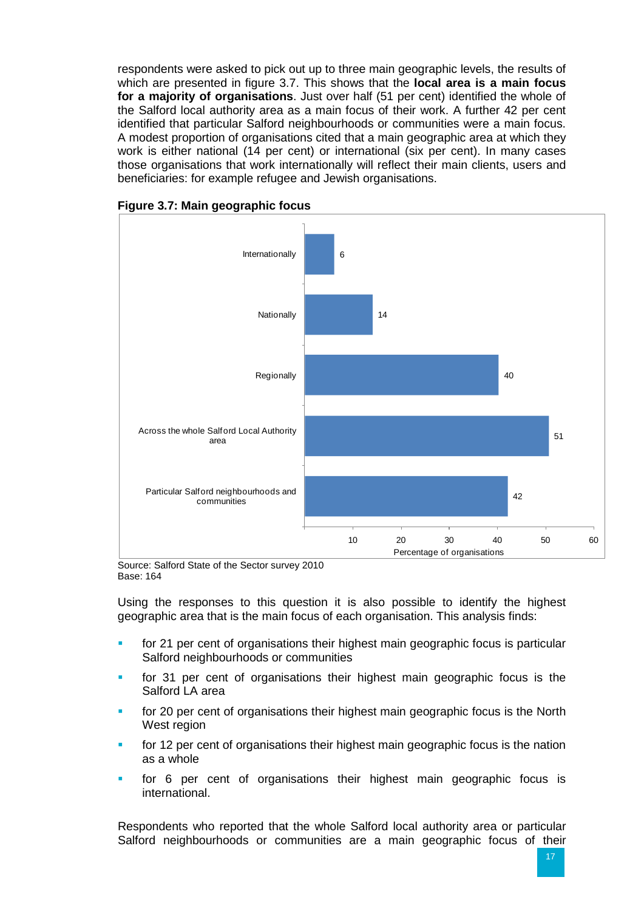respondents were asked to pick out up to three main geographic levels, the results of which are presented in figure 3.7. This shows that the **local area is a main focus for a majority of organisations**. Just over half (51 per cent) identified the whole of the Salford local authority area as a main focus of their work. A further 42 per cent identified that particular Salford neighbourhoods or communities were a main focus. A modest proportion of organisations cited that a main geographic area at which they work is either national (14 per cent) or international (six per cent). In many cases those organisations that work internationally will reflect their main clients, users and beneficiaries: for example refugee and Jewish organisations.

**Figure 3.7: Main geographic focus**

| Geographic focus | Percentage of organisations |
|---|---|
| Internationally | 6 |
| Nationally | 14 |
| Regionally | 40 |
| Across the whole Salford Local Authority area | 51 |
| Particular Salford neighbourhoods and communities | 42 |

Source: Salford State of the Sector survey 2010
Base: 164

Using the responses to this question it is also possible to identify the highest geographic area that is the main focus of each organisation. This analysis finds:

- for 21 per cent of organisations their highest main geographic focus is particular Salford neighbourhoods or communities
- for 31 per cent of organisations their highest main geographic focus is the Salford LA area
- for 20 per cent of organisations their highest main geographic focus is the North West region
- for 12 per cent of organisations their highest main geographic focus is the nation as a whole
- for 6 per cent of organisations their highest main geographic focus is international.

Respondents who reported that the whole Salford local authority area or particular Salford neighbourhoods or communities are a main geographic focus of their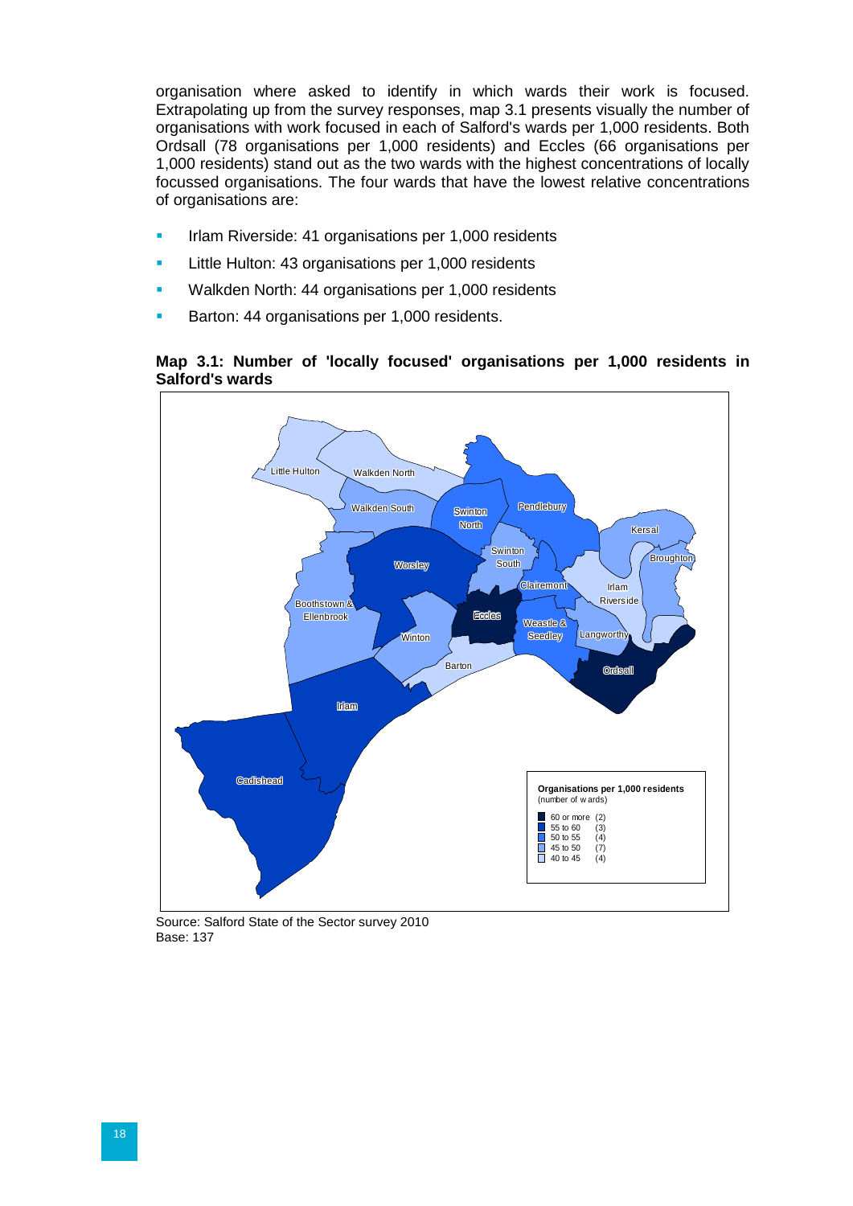organisation where asked to identify in which wards their work is focused. Extrapolating up from the survey responses, map 3.1 presents visually the number of organisations with work focused in each of Salford's wards per 1,000 residents. Both Ordsall (78 organisations per 1,000 residents) and Eccles (66 organisations per 1,000 residents) stand out as the two wards with the highest concentrations of locally focussed organisations. The four wards that have the lowest relative concentrations of organisations are:

- Irlam Riverside: 41 organisations per 1,000 residents
- Little Hulton: 43 organisations per 1,000 residents
- Walkden North: 44 organisations per 1,000 residents
- Barton: 44 organisations per 1,000 residents.

**Map 3.1: Number of 'locally focused' organisations per 1,000 residents in Salford's wards**

Source: Salford State of the Sector survey 2010
Base: 137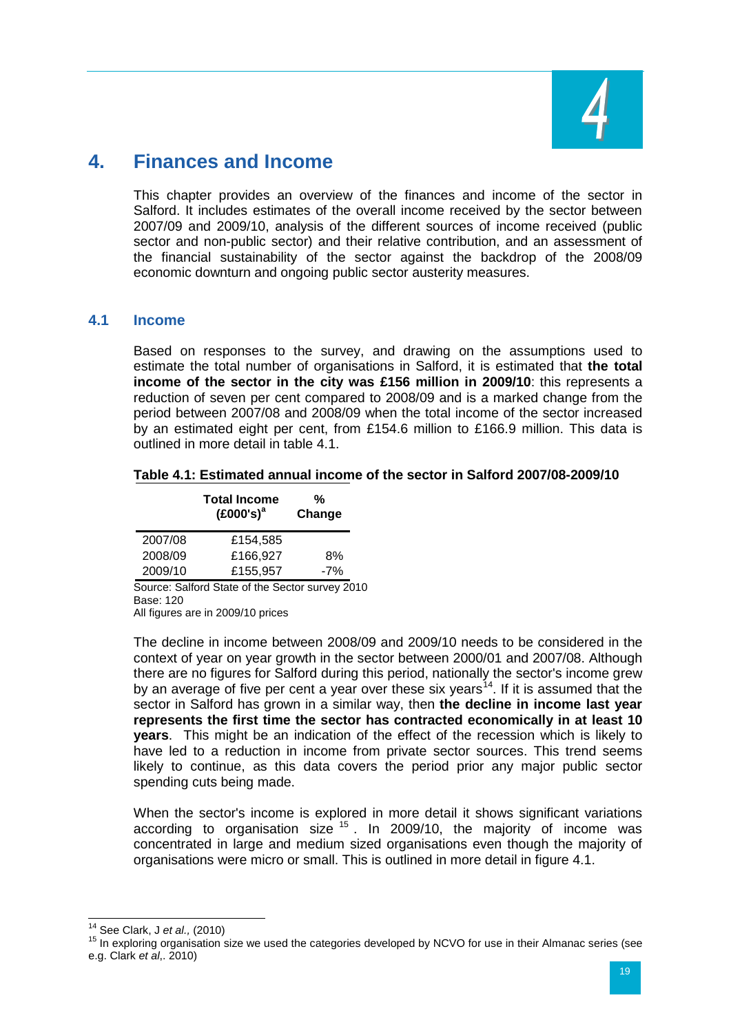# 4. Finances and Income

This chapter provides an overview of the finances and income of the sector in Salford. It includes estimates of the overall income received by the sector between 2007/09 and 2009/10, analysis of the different sources of income received (public sector and non-public sector) and their relative contribution, and an assessment of the financial sustainability of the sector against the backdrop of the 2008/09 economic downturn and ongoing public sector austerity measures.

## 4.1 Income

Based on responses to the survey, and drawing on the assumptions used to estimate the total number of organisations in Salford, it is estimated that **the total income of the sector in the city was £156 million in 2009/10**: this represents a reduction of seven per cent compared to 2008/09 and is a marked change from the period between 2007/08 and 2008/09 when the total income of the sector increased by an estimated eight per cent, from £154.6 million to £166.9 million. This data is outlined in more detail in table 4.1.

**Table 4.1: Estimated annual income of the sector in Salford 2007/08-2009/10**

| | Total Income (£000's)[a] | % Change |
|---|---|---|
| 2007/08 | £154,585 | |
| 2008/09 | £166,927 | 8% |
| 2009/10 | £155,957 | -7% |

Source: Salford State of the Sector survey 2010
Base: 120
All figures are in 2009/10 prices

The decline in income between 2008/09 and 2009/10 needs to be considered in the context of year on year growth in the sector between 2000/01 and 2007/08. Although there are no figures for Salford during this period, nationally the sector's income grew by an average of five per cent a year over these six years[14]. If it is assumed that the sector in Salford has grown in a similar way, then **the decline in income last year represents the first time the sector has contracted economically in at least 10 years**. This might be an indication of the effect of the recession which is likely to have led to a reduction in income from private sector sources. This trend seems likely to continue, as this data covers the period prior any major public sector spending cuts being made.

When the sector's income is explored in more detail it shows significant variations according to organisation size[15]. In 2009/10, the majority of income was concentrated in large and medium sized organisations even though the majority of organisations were micro or small. This is outlined in more detail in figure 4.1.

---

[14] See Clark, J *et al.,* (2010)

[15] In exploring organisation size we used the categories developed by NCVO for use in their Almanac series (see e.g. Clark *et al*,. 2010)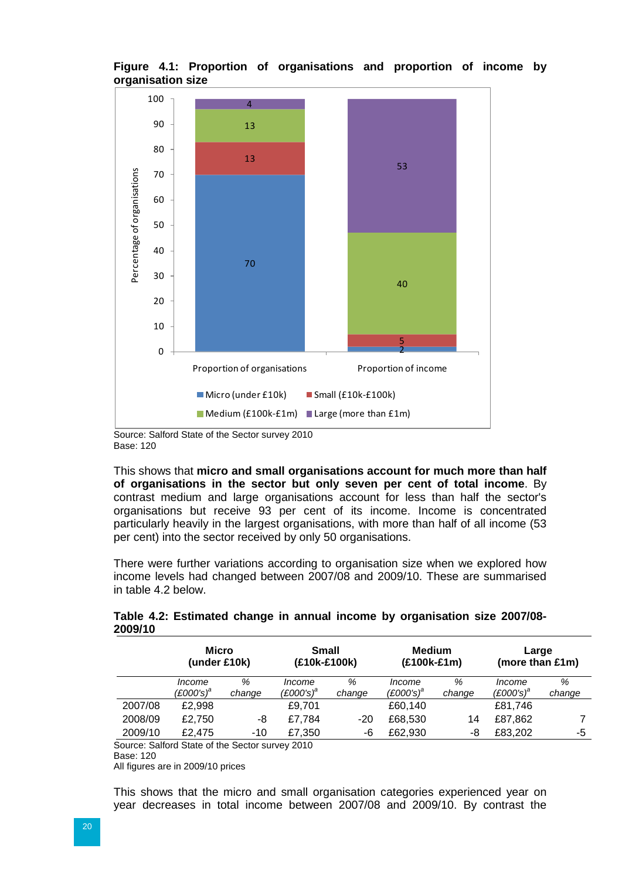**Figure 4.1: Proportion of organisations and proportion of income by organisation size**

| | Micro (under £10k) | Small (£10k-£100k) | Medium (£100k-£1m) | Large (more than £1m) |
|---|---|---|---|---|
| Proportion of organisations | 70 | 13 | 13 | 4 |
| Proportion of income | 2 | 5 | 40 | 53 |

Source: Salford State of the Sector survey 2010
Base: 120

This shows that **micro and small organisations account for much more than half of organisations in the sector but only seven per cent of total income**. By contrast medium and large organisations account for less than half the sector's organisations but receive 93 per cent of its income. Income is concentrated particularly heavily in the largest organisations, with more than half of all income (53 per cent) into the sector received by only 50 organisations.

There were further variations according to organisation size when we explored how income levels had changed between 2007/08 and 2009/10. These are summarised in table 4.2 below.

**Table 4.2: Estimated change in annual income by organisation size 2007/08-2009/10**

| | **Micro (under £10k)** | | **Small (£10k-£100k)** | | **Medium (£100k-£1m)** | | **Large (more than £1m)** | |
|---|---|---|---|---|---|---|---|---|
| | *Income (£000's)*[a] | *% change* | *Income (£000's)*[a] | *% change* | *Income (£000's)*[a] | *% change* | *Income (£000's)*[a] | *% change* |
| 2007/08 | £2,998 | | £9,701 | | £60,140 | | £81,746 | |
| 2008/09 | £2,750 | -8 | £7,784 | -20 | £68,530 | 14 | £87,862 | 7 |
| 2009/10 | £2,475 | -10 | £7,350 | -6 | £62,930 | -8 | £83,202 | -5 |

Source: Salford State of the Sector survey 2010
Base: 120
All figures are in 2009/10 prices

This shows that the micro and small organisation categories experienced year on year decreases in total income between 2007/08 and 2009/10. By contrast the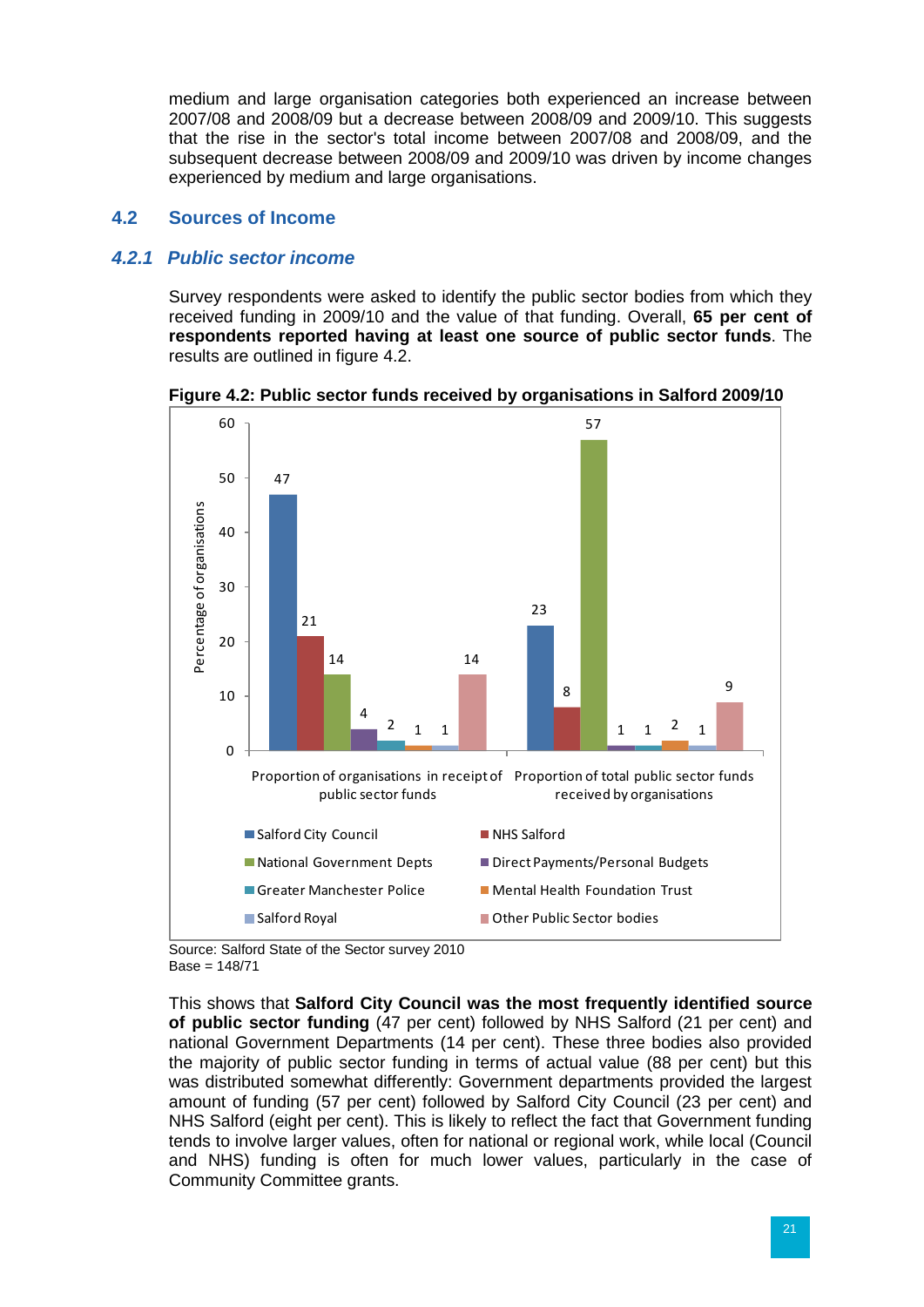medium and large organisation categories both experienced an increase between 2007/08 and 2008/09 but a decrease between 2008/09 and 2009/10. This suggests that the rise in the sector's total income between 2007/08 and 2008/09, and the subsequent decrease between 2008/09 and 2009/10 was driven by income changes experienced by medium and large organisations.

## 4.2 Sources of Income

### *4.2.1 Public sector income*

Survey respondents were asked to identify the public sector bodies from which they received funding in 2009/10 and the value of that funding. Overall, **65 per cent of respondents reported having at least one source of public sector funds**. The results are outlined in figure 4.2.

**Figure 4.2: Public sector funds received by organisations in Salford 2009/10**

| Percentage of organisations | Proportion of organisations in receipt of public sector funds | Proportion of total public sector funds received by organisations |
|---|---|---|
| Salford City Council | 47 | 23 |
| NHS Salford | 21 | 8 |
| National Government Depts | 14 | 57 |
| Direct Payments/Personal Budgets | 4 | 1 |
| Greater Manchester Police | 2 | 1 |
| Mental Health Foundation Trust | 1 | 2 |
| Salford Royal | 1 | 1 |
| Other Public Sector bodies | 14 | 9 |

Source: Salford State of the Sector survey 2010
Base = 148/71

This shows that **Salford City Council was the most frequently identified source of public sector funding** (47 per cent) followed by NHS Salford (21 per cent) and national Government Departments (14 per cent). These three bodies also provided the majority of public sector funding in terms of actual value (88 per cent) but this was distributed somewhat differently: Government departments provided the largest amount of funding (57 per cent) followed by Salford City Council (23 per cent) and NHS Salford (eight per cent). This is likely to reflect the fact that Government funding tends to involve larger values, often for national or regional work, while local (Council and NHS) funding is often for much lower values, particularly in the case of Community Committee grants.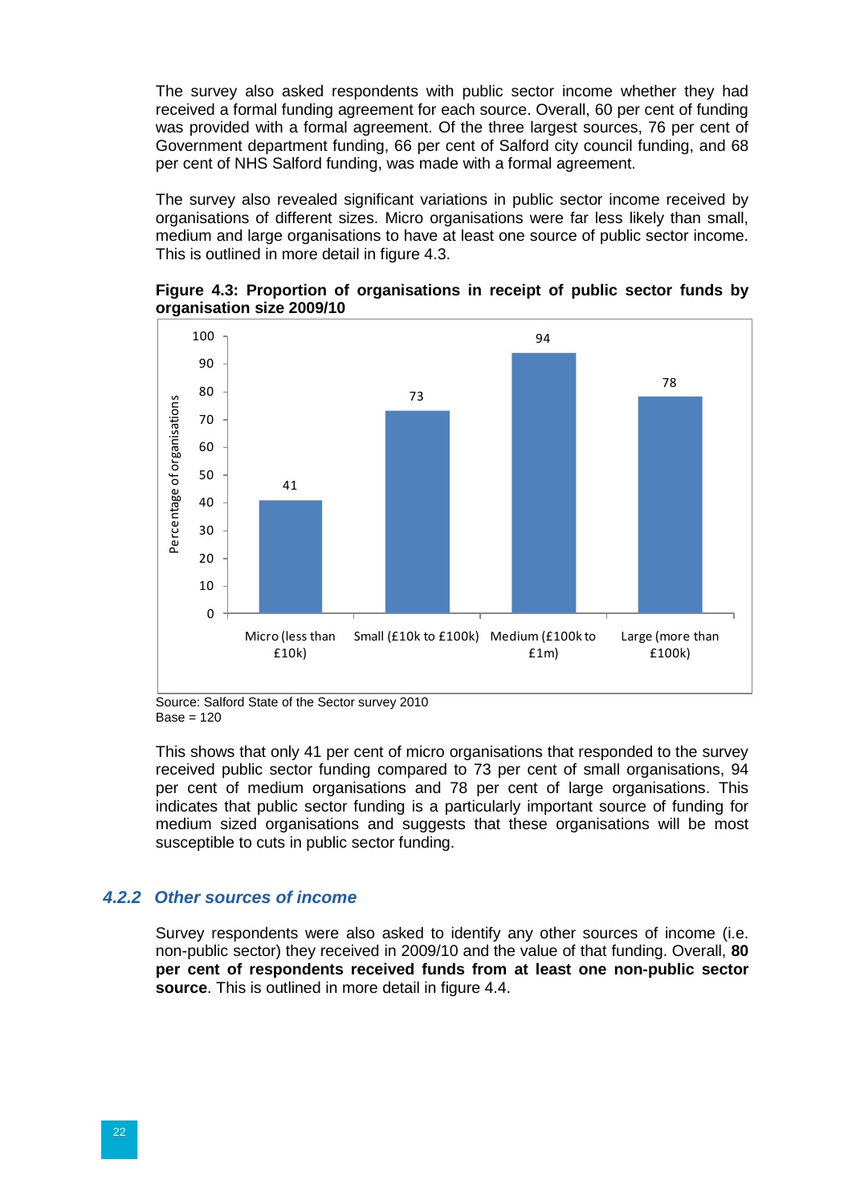The survey also asked respondents with public sector income whether they had received a formal funding agreement for each source. Overall, 60 per cent of funding was provided with a formal agreement. Of the three largest sources, 76 per cent of Government department funding, 66 per cent of Salford city council funding, and 68 per cent of NHS Salford funding, was made with a formal agreement.

The survey also revealed significant variations in public sector income received by organisations of different sizes. Micro organisations were far less likely than small, medium and large organisations to have at least one source of public sector income. This is outlined in more detail in figure 4.3.

**Figure 4.3: Proportion of organisations in receipt of public sector funds by organisation size 2009/10**

| Organisation size | Percentage of organisations |
|---|---|
| Micro (less than £10k) | 41 |
| Small (£10k to £100k) | 73 |
| Medium (£100k to £1m) | 94 |
| Large (more than £100k) | 78 |

Source: Salford State of the Sector survey 2010
Base = 120

This shows that only 41 per cent of micro organisations that responded to the survey received public sector funding compared to 73 per cent of small organisations, 94 per cent of medium organisations and 78 per cent of large organisations. This indicates that public sector funding is a particularly important source of funding for medium sized organisations and suggests that these organisations will be most susceptible to cuts in public sector funding.

### *4.2.2 Other sources of income*

Survey respondents were also asked to identify any other sources of income (i.e. non-public sector) they received in 2009/10 and the value of that funding. Overall, **80 per cent of respondents received funds from at least one non-public sector source**. This is outlined in more detail in figure 4.4.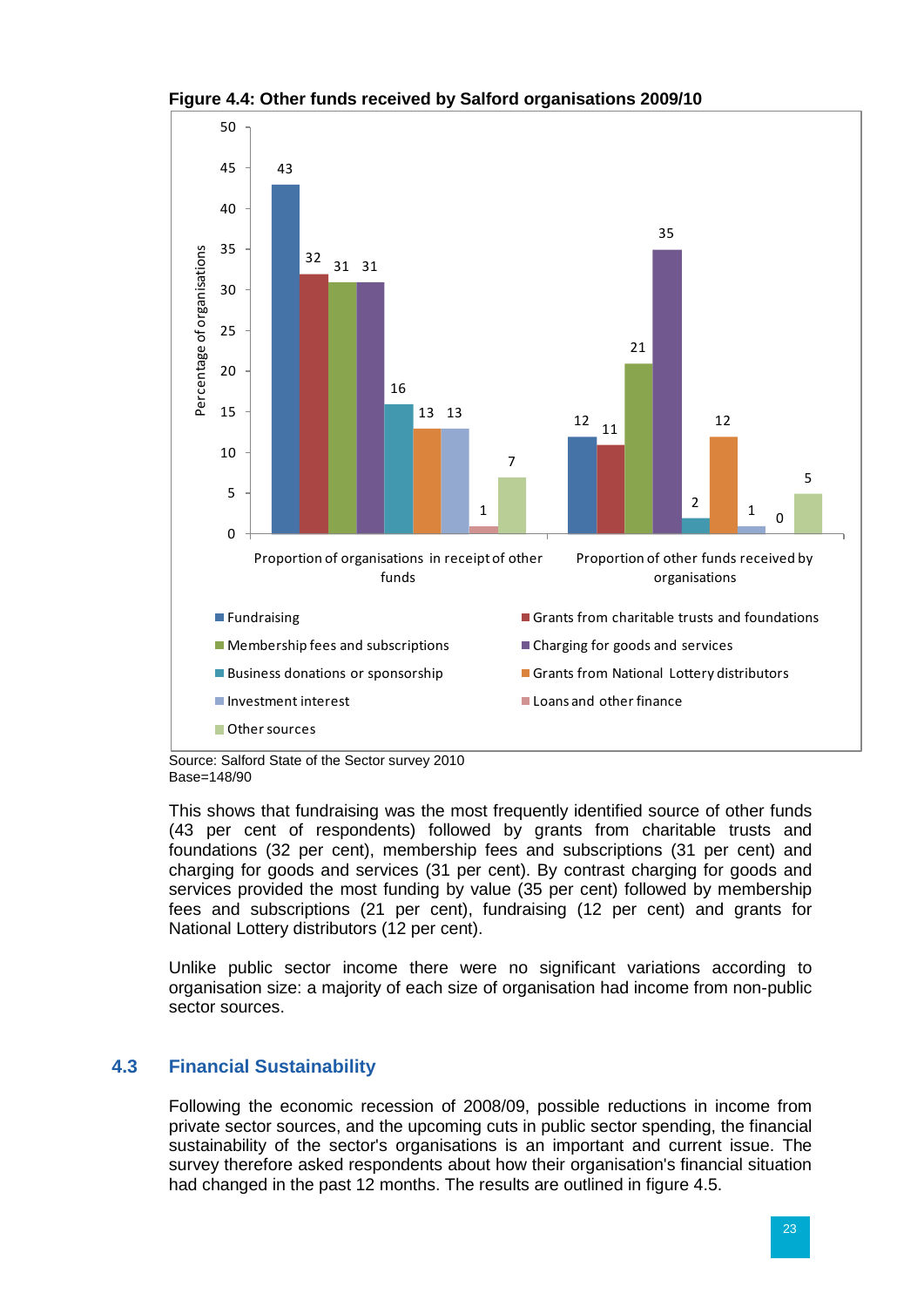**Figure 4.4: Other funds received by Salford organisations 2009/10**

| | Proportion of organisations in receipt of other funds | Proportion of other funds received by organisations |
|---|---|---|
| Fundraising | 43 | 12 |
| Grants from charitable trusts and foundations | 32 | 11 |
| Membership fees and subscriptions | 31 | 21 |
| Charging for goods and services | 31 | 35 |
| Business donations or sponsorship | 16 | 2 |
| Grants from National Lottery distributors | 13 | 12 |
| Investment interest | 13 | 1 |
| Loans and other finance | 1 | 0 |
| Other sources | 7 | 5 |

Source: Salford State of the Sector survey 2010
Base=148/90

This shows that fundraising was the most frequently identified source of other funds (43 per cent of respondents) followed by grants from charitable trusts and foundations (32 per cent), membership fees and subscriptions (31 per cent) and charging for goods and services (31 per cent). By contrast charging for goods and services provided the most funding by value (35 per cent) followed by membership fees and subscriptions (21 per cent), fundraising (12 per cent) and grants for National Lottery distributors (12 per cent).

Unlike public sector income there were no significant variations according to organisation size: a majority of each size of organisation had income from non-public sector sources.

## 4.3 Financial Sustainability

Following the economic recession of 2008/09, possible reductions in income from private sector sources, and the upcoming cuts in public sector spending, the financial sustainability of the sector's organisations is an important and current issue. The survey therefore asked respondents about how their organisation's financial situation had changed in the past 12 months. The results are outlined in figure 4.5.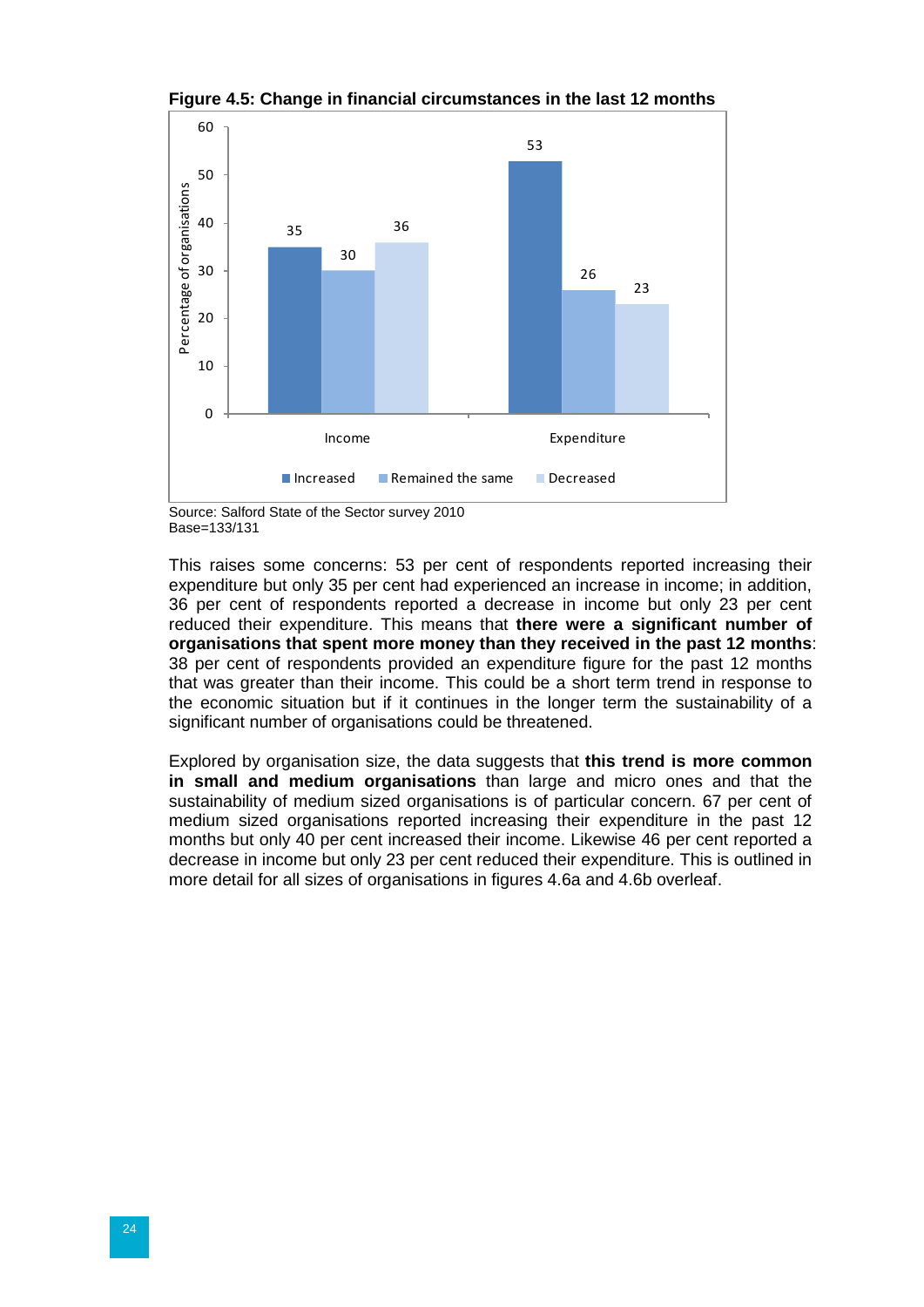**Figure 4.5: Change in financial circumstances in the last 12 months**

| | Increased | Remained the same | Decreased |
|---|---|---|---|
| Income | 35 | 30 | 36 |
| Expenditure | 53 | 26 | 23 |

Source: Salford State of the Sector survey 2010
Base=133/131

This raises some concerns: 53 per cent of respondents reported increasing their expenditure but only 35 per cent had experienced an increase in income; in addition, 36 per cent of respondents reported a decrease in income but only 23 per cent reduced their expenditure. This means that **there were a significant number of organisations that spent more money than they received in the past 12 months**: 38 per cent of respondents provided an expenditure figure for the past 12 months that was greater than their income. This could be a short term trend in response to the economic situation but if it continues in the longer term the sustainability of a significant number of organisations could be threatened.

Explored by organisation size, the data suggests that **this trend is more common in small and medium organisations** than large and micro ones and that the sustainability of medium sized organisations is of particular concern. 67 per cent of medium sized organisations reported increasing their expenditure in the past 12 months but only 40 per cent increased their income. Likewise 46 per cent reported a decrease in income but only 23 per cent reduced their expenditure. This is outlined in more detail for all sizes of organisations in figures 4.6a and 4.6b overleaf.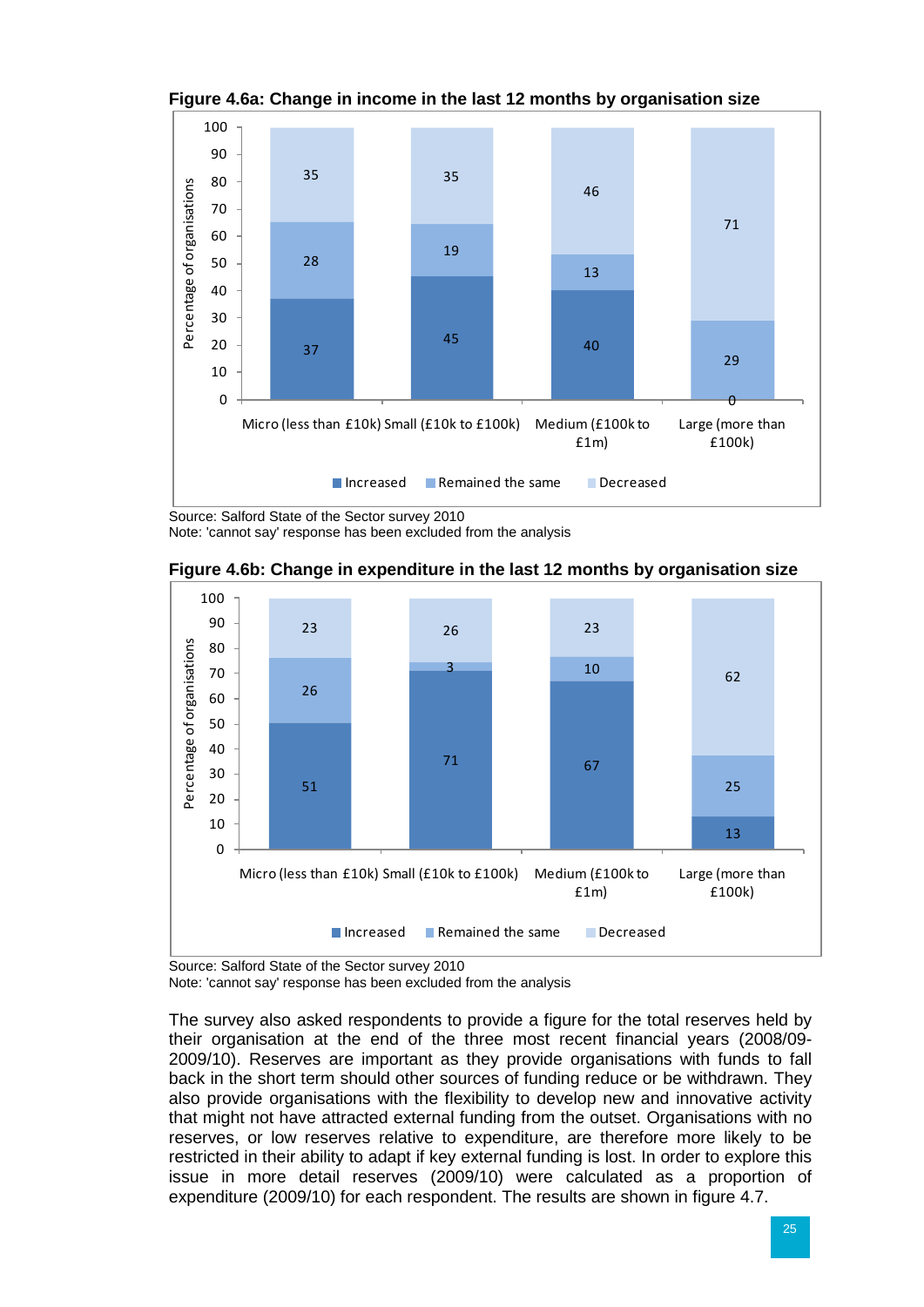**Figure 4.6a: Change in income in the last 12 months by organisation size**

| Organisation size | Increased | Remained the same | Decreased |
|---|---|---|---|
| Micro (less than £10k) | 37 | 28 | 35 |
| Small (£10k to £100k) | 45 | 19 | 35 |
| Medium (£100k to £1m) | 40 | 13 | 46 |
| Large (more than £100k) | 0 | 29 | 71 |

Percentage of organisations

Source: Salford State of the Sector survey 2010
Note: 'cannot say' response has been excluded from the analysis

**Figure 4.6b: Change in expenditure in the last 12 months by organisation size**

| Organisation size | Increased | Remained the same | Decreased |
|---|---|---|---|
| Micro (less than £10k) | 51 | 26 | 23 |
| Small (£10k to £100k) | 71 | 3 | 26 |
| Medium (£100k to £1m) | 67 | 10 | 23 |
| Large (more than £100k) | 13 | 25 | 62 |

Percentage of organisations

Source: Salford State of the Sector survey 2010
Note: 'cannot say' response has been excluded from the analysis

The survey also asked respondents to provide a figure for the total reserves held by their organisation at the end of the three most recent financial years (2008/09-2009/10). Reserves are important as they provide organisations with funds to fall back in the short term should other sources of funding reduce or be withdrawn. They also provide organisations with the flexibility to develop new and innovative activity that might not have attracted external funding from the outset. Organisations with no reserves, or low reserves relative to expenditure, are therefore more likely to be restricted in their ability to adapt if key external funding is lost. In order to explore this issue in more detail reserves (2009/10) were calculated as a proportion of expenditure (2009/10) for each respondent. The results are shown in figure 4.7.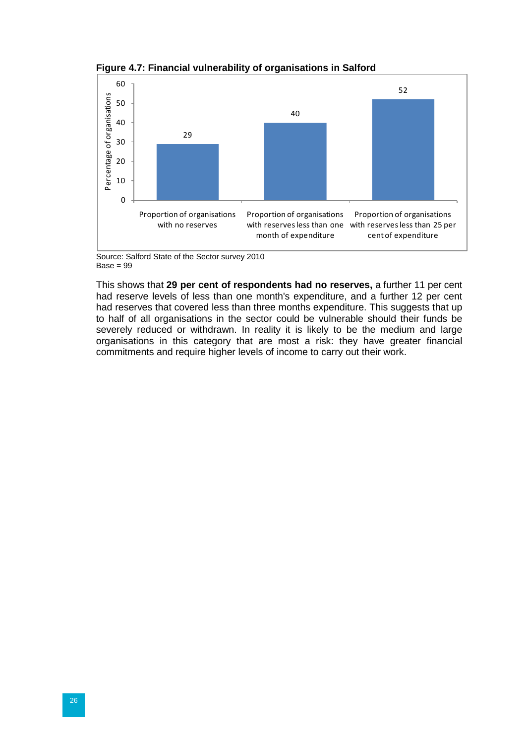**Figure 4.7: Financial vulnerability of organisations in Salford**

| | Percentage of organisations |
|---|---|
| Proportion of organisations with no reserves | 29 |
| Proportion of organisations with reserves less than one month of expenditure | 40 |
| Proportion of organisations with reserves less than 25 per cent of expenditure | 52 |

Source: Salford State of the Sector survey 2010
Base = 99

This shows that **29 per cent of respondents had no reserves,** a further 11 per cent had reserve levels of less than one month's expenditure, and a further 12 per cent had reserves that covered less than three months expenditure. This suggests that up to half of all organisations in the sector could be vulnerable should their funds be severely reduced or withdrawn. In reality it is likely to be the medium and large organisations in this category that are most a risk: they have greater financial commitments and require higher levels of income to carry out their work.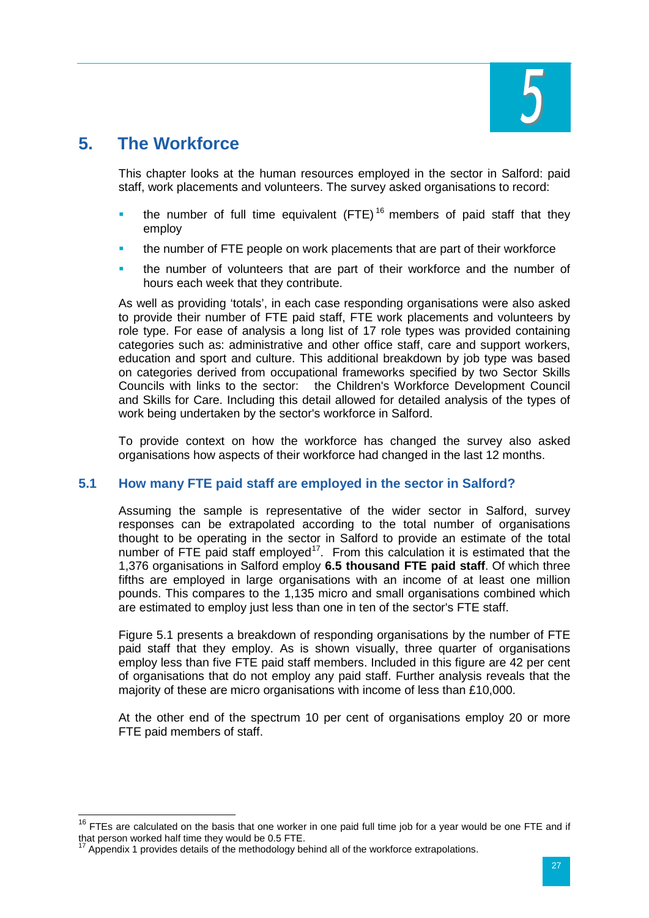# 5. The Workforce

This chapter looks at the human resources employed in the sector in Salford: paid staff, work placements and volunteers. The survey asked organisations to record:

- the number of full time equivalent (FTE)[16] members of paid staff that they employ
- the number of FTE people on work placements that are part of their workforce
- the number of volunteers that are part of their workforce and the number of hours each week that they contribute.

As well as providing 'totals', in each case responding organisations were also asked to provide their number of FTE paid staff, FTE work placements and volunteers by role type. For ease of analysis a long list of 17 role types was provided containing categories such as: administrative and other office staff, care and support workers, education and sport and culture. This additional breakdown by job type was based on categories derived from occupational frameworks specified by two Sector Skills Councils with links to the sector: the Children's Workforce Development Council and Skills for Care. Including this detail allowed for detailed analysis of the types of work being undertaken by the sector's workforce in Salford.

To provide context on how the workforce has changed the survey also asked organisations how aspects of their workforce had changed in the last 12 months.

## 5.1 How many FTE paid staff are employed in the sector in Salford?

Assuming the sample is representative of the wider sector in Salford, survey responses can be extrapolated according to the total number of organisations thought to be operating in the sector in Salford to provide an estimate of the total number of FTE paid staff employed[17]. From this calculation it is estimated that the 1,376 organisations in Salford employ **6.5 thousand FTE paid staff**. Of which three fifths are employed in large organisations with an income of at least one million pounds. This compares to the 1,135 micro and small organisations combined which are estimated to employ just less than one in ten of the sector's FTE staff.

Figure 5.1 presents a breakdown of responding organisations by the number of FTE paid staff that they employ. As is shown visually, three quarter of organisations employ less than five FTE paid staff members. Included in this figure are 42 per cent of organisations that do not employ any paid staff. Further analysis reveals that the majority of these are micro organisations with income of less than £10,000.

At the other end of the spectrum 10 per cent of organisations employ 20 or more FTE paid members of staff.

---

[16] FTEs are calculated on the basis that one worker in one paid full time job for a year would be one FTE and if that person worked half time they would be 0.5 FTE.

[17] Appendix 1 provides details of the methodology behind all of the workforce extrapolations.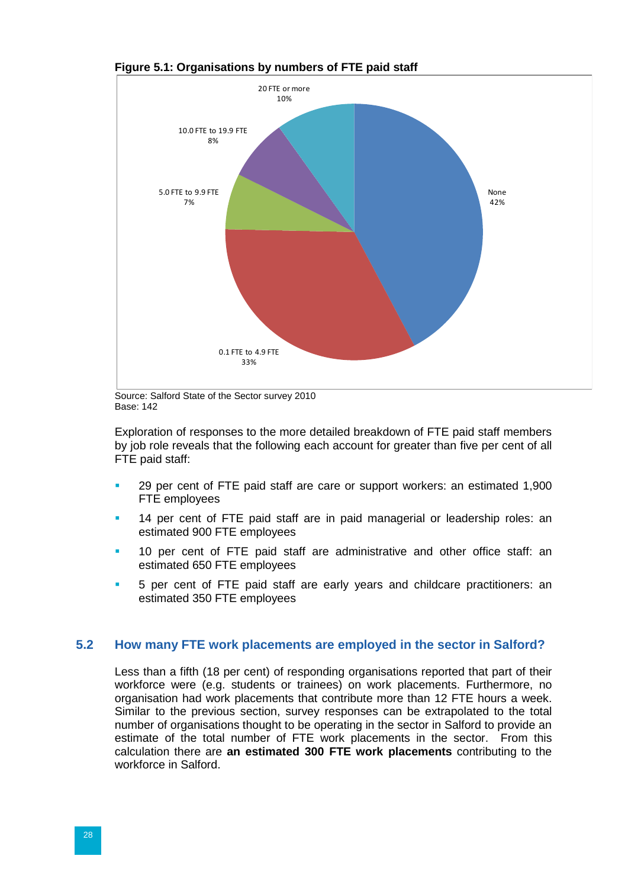**Figure 5.1: Organisations by numbers of FTE paid staff**

| Category | Per cent |
|---|---|
| None | 42% |
| 0.1 FTE to 4.9 FTE | 33% |
| 5.0 FTE to 9.9 FTE | 7% |
| 10.0 FTE to 19.9 FTE | 8% |
| 20 FTE or more | 10% |

Source: Salford State of the Sector survey 2010
Base: 142

Exploration of responses to the more detailed breakdown of FTE paid staff members by job role reveals that the following each account for greater than five per cent of all FTE paid staff:

- 29 per cent of FTE paid staff are care or support workers: an estimated 1,900 FTE employees
- 14 per cent of FTE paid staff are in paid managerial or leadership roles: an estimated 900 FTE employees
- 10 per cent of FTE paid staff are administrative and other office staff: an estimated 650 FTE employees
- 5 per cent of FTE paid staff are early years and childcare practitioners: an estimated 350 FTE employees

## 5.2 How many FTE work placements are employed in the sector in Salford?

Less than a fifth (18 per cent) of responding organisations reported that part of their workforce were (e.g. students or trainees) on work placements. Furthermore, no organisation had work placements that contribute more than 12 FTE hours a week. Similar to the previous section, survey responses can be extrapolated to the total number of organisations thought to be operating in the sector in Salford to provide an estimate of the total number of FTE work placements in the sector. From this calculation there are **an estimated 300 FTE work placements** contributing to the workforce in Salford.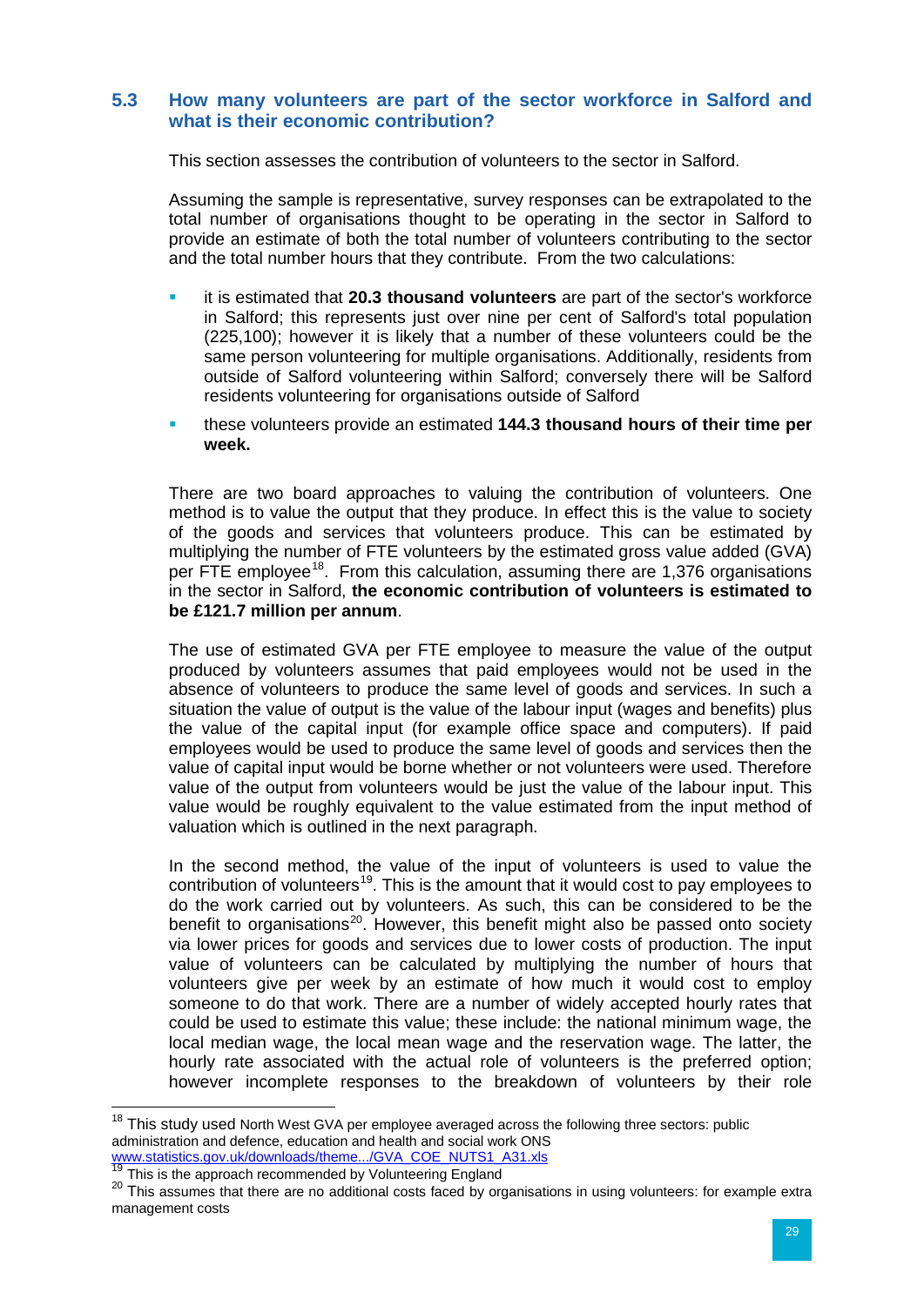## 5.3 How many volunteers are part of the sector workforce in Salford and what is their economic contribution?

This section assesses the contribution of volunteers to the sector in Salford.

Assuming the sample is representative, survey responses can be extrapolated to the total number of organisations thought to be operating in the sector in Salford to provide an estimate of both the total number of volunteers contributing to the sector and the total number hours that they contribute. From the two calculations:

- it is estimated that **20.3 thousand volunteers** are part of the sector's workforce in Salford; this represents just over nine per cent of Salford's total population (225,100); however it is likely that a number of these volunteers could be the same person volunteering for multiple organisations. Additionally, residents from outside of Salford volunteering within Salford; conversely there will be Salford residents volunteering for organisations outside of Salford
- these volunteers provide an estimated **144.3 thousand hours of their time per week.**

There are two board approaches to valuing the contribution of volunteers. One method is to value the output that they produce. In effect this is the value to society of the goods and services that volunteers produce. This can be estimated by multiplying the number of FTE volunteers by the estimated gross value added (GVA) per FTE employee[18]. From this calculation, assuming there are 1,376 organisations in the sector in Salford, **the economic contribution of volunteers is estimated to be £121.7 million per annum**.

The use of estimated GVA per FTE employee to measure the value of the output produced by volunteers assumes that paid employees would not be used in the absence of volunteers to produce the same level of goods and services. In such a situation the value of output is the value of the labour input (wages and benefits) plus the value of the capital input (for example office space and computers). If paid employees would be used to produce the same level of goods and services then the value of capital input would be borne whether or not volunteers were used. Therefore value of the output from volunteers would be just the value of the labour input. This value would be roughly equivalent to the value estimated from the input method of valuation which is outlined in the next paragraph.

In the second method, the value of the input of volunteers is used to value the contribution of volunteers[19]. This is the amount that it would cost to pay employees to do the work carried out by volunteers. As such, this can be considered to be the benefit to organisations[20]. However, this benefit might also be passed onto society via lower prices for goods and services due to lower costs of production. The input value of volunteers can be calculated by multiplying the number of hours that volunteers give per week by an estimate of how much it would cost to employ someone to do that work. There are a number of widely accepted hourly rates that could be used to estimate this value; these include: the national minimum wage, the local median wage, the local mean wage and the reservation wage. The latter, the hourly rate associated with the actual role of volunteers is the preferred option; however incomplete responses to the breakdown of volunteers by their role

---

[18] This study used North West GVA per employee averaged across the following three sectors: public administration and defence, education and health and social work ONS www.statistics.gov.uk/downloads/theme.../GVA_COE_NUTS1_A31.xls

[19] This is the approach recommended by Volunteering England

[20] This assumes that there are no additional costs faced by organisations in using volunteers: for example extra management costs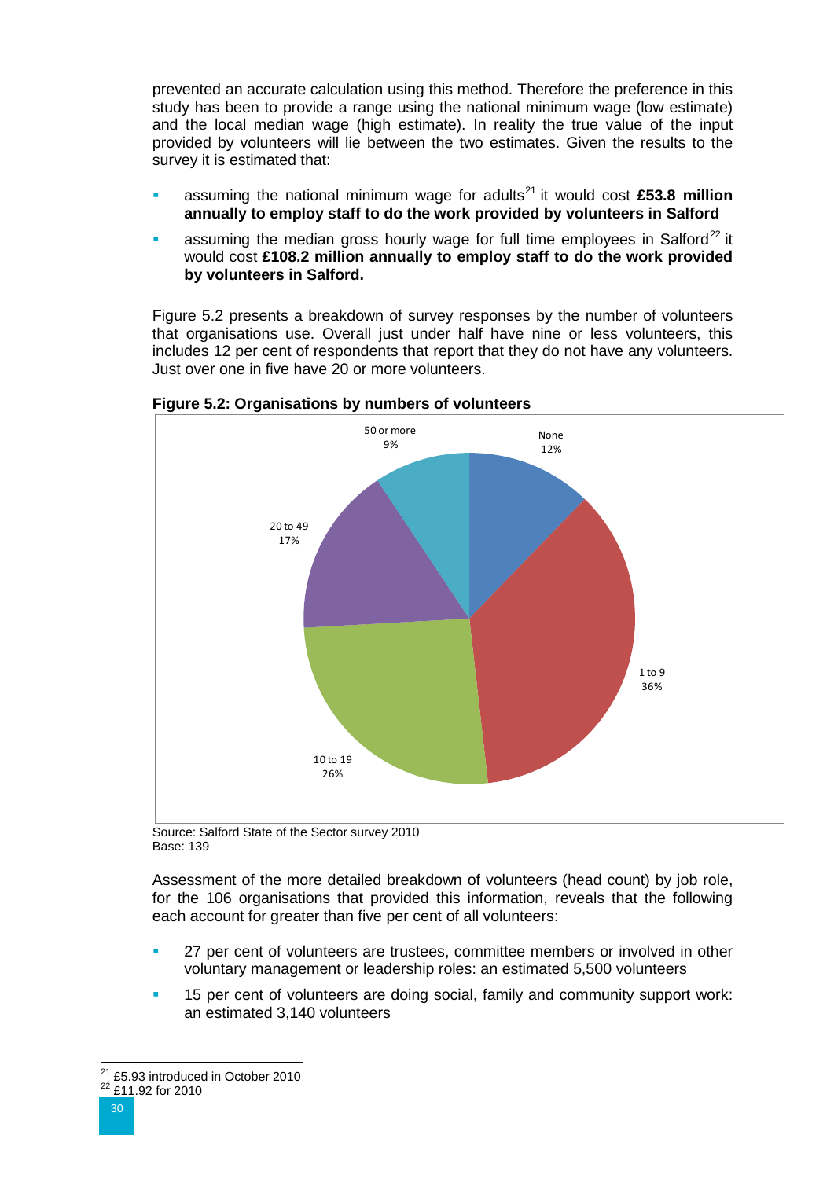prevented an accurate calculation using this method. Therefore the preference in this study has been to provide a range using the national minimum wage (low estimate) and the local median wage (high estimate). In reality the true value of the input provided by volunteers will lie between the two estimates. Given the results to the survey it is estimated that:

- assuming the national minimum wage for adults[21] it would cost **£53.8 million annually to employ staff to do the work provided by volunteers in Salford**
- assuming the median gross hourly wage for full time employees in Salford[22] it would cost **£108.2 million annually to employ staff to do the work provided by volunteers in Salford.**

Figure 5.2 presents a breakdown of survey responses by the number of volunteers that organisations use. Overall just under half have nine or less volunteers, this includes 12 per cent of respondents that report that they do not have any volunteers. Just over one in five have 20 or more volunteers.

**Figure 5.2: Organisations by numbers of volunteers**

| Number of volunteers | Per cent |
|---|---|
| None | 12% |
| 1 to 9 | 36% |
| 10 to 19 | 26% |
| 20 to 49 | 17% |
| 50 or more | 9% |

Source: Salford State of the Sector survey 2010
Base: 139

Assessment of the more detailed breakdown of volunteers (head count) by job role, for the 106 organisations that provided this information, reveals that the following each account for greater than five per cent of all volunteers:

- 27 per cent of volunteers are trustees, committee members or involved in other voluntary management or leadership roles: an estimated 5,500 volunteers
- 15 per cent of volunteers are doing social, family and community support work: an estimated 3,140 volunteers

[21] £5.93 introduced in October 2010
[22] £11.92 for 2010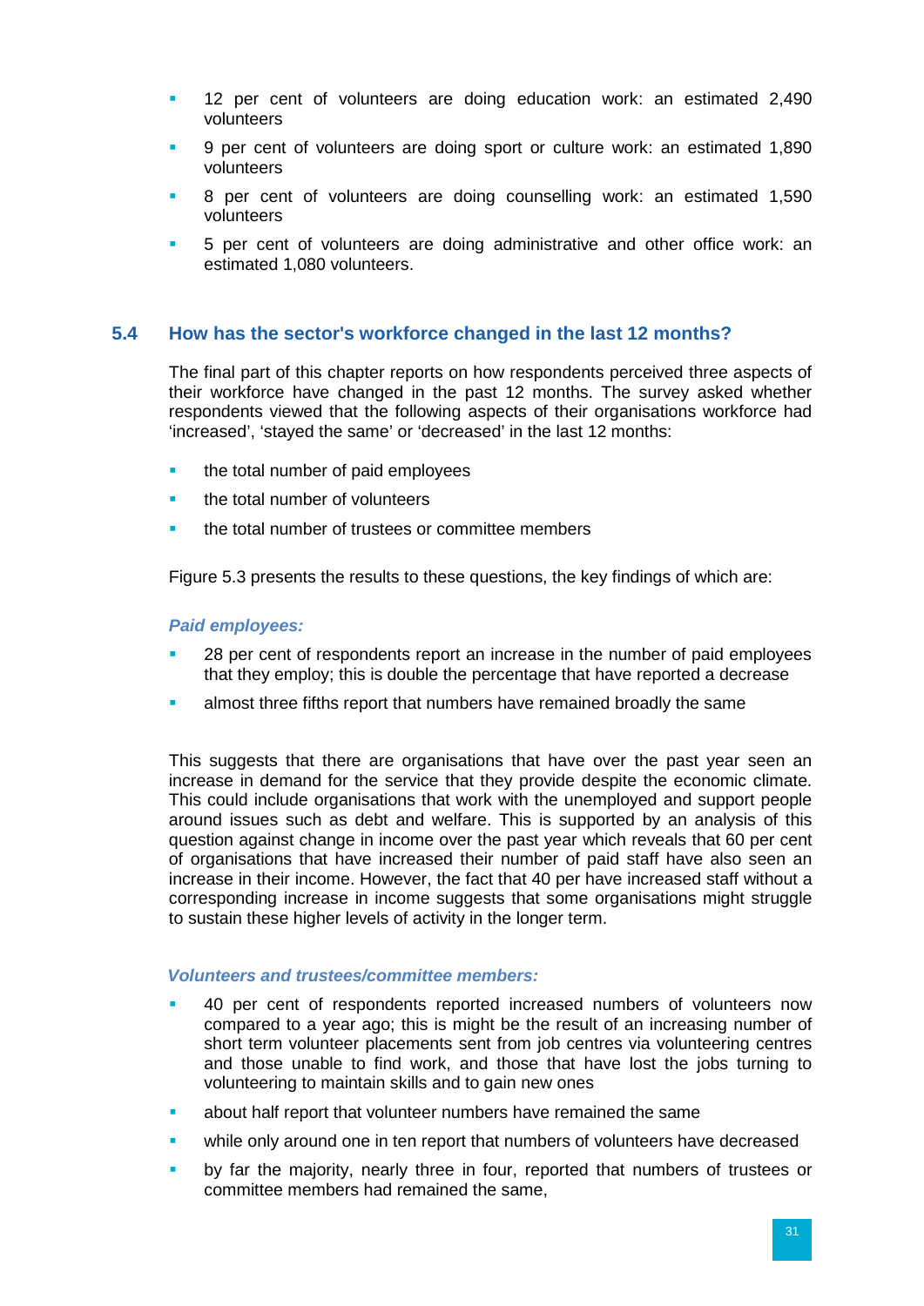- 12 per cent of volunteers are doing education work: an estimated 2,490 volunteers
- 9 per cent of volunteers are doing sport or culture work: an estimated 1,890 volunteers
- 8 per cent of volunteers are doing counselling work: an estimated 1,590 volunteers
- 5 per cent of volunteers are doing administrative and other office work: an estimated 1,080 volunteers.

## 5.4 How has the sector's workforce changed in the last 12 months?

The final part of this chapter reports on how respondents perceived three aspects of their workforce have changed in the past 12 months. The survey asked whether respondents viewed that the following aspects of their organisations workforce had 'increased', 'stayed the same' or 'decreased' in the last 12 months:

- the total number of paid employees
- the total number of volunteers
- the total number of trustees or committee members

Figure 5.3 presents the results to these questions, the key findings of which are:

### *Paid employees:*

- 28 per cent of respondents report an increase in the number of paid employees that they employ; this is double the percentage that have reported a decrease
- almost three fifths report that numbers have remained broadly the same

This suggests that there are organisations that have over the past year seen an increase in demand for the service that they provide despite the economic climate. This could include organisations that work with the unemployed and support people around issues such as debt and welfare. This is supported by an analysis of this question against change in income over the past year which reveals that 60 per cent of organisations that have increased their number of paid staff have also seen an increase in their income. However, the fact that 40 per have increased staff without a corresponding increase in income suggests that some organisations might struggle to sustain these higher levels of activity in the longer term.

### *Volunteers and trustees/committee members:*

- 40 per cent of respondents reported increased numbers of volunteers now compared to a year ago; this is might be the result of an increasing number of short term volunteer placements sent from job centres via volunteering centres and those unable to find work, and those that have lost the jobs turning to volunteering to maintain skills and to gain new ones
- about half report that volunteer numbers have remained the same
- while only around one in ten report that numbers of volunteers have decreased
- by far the majority, nearly three in four, reported that numbers of trustees or committee members had remained the same,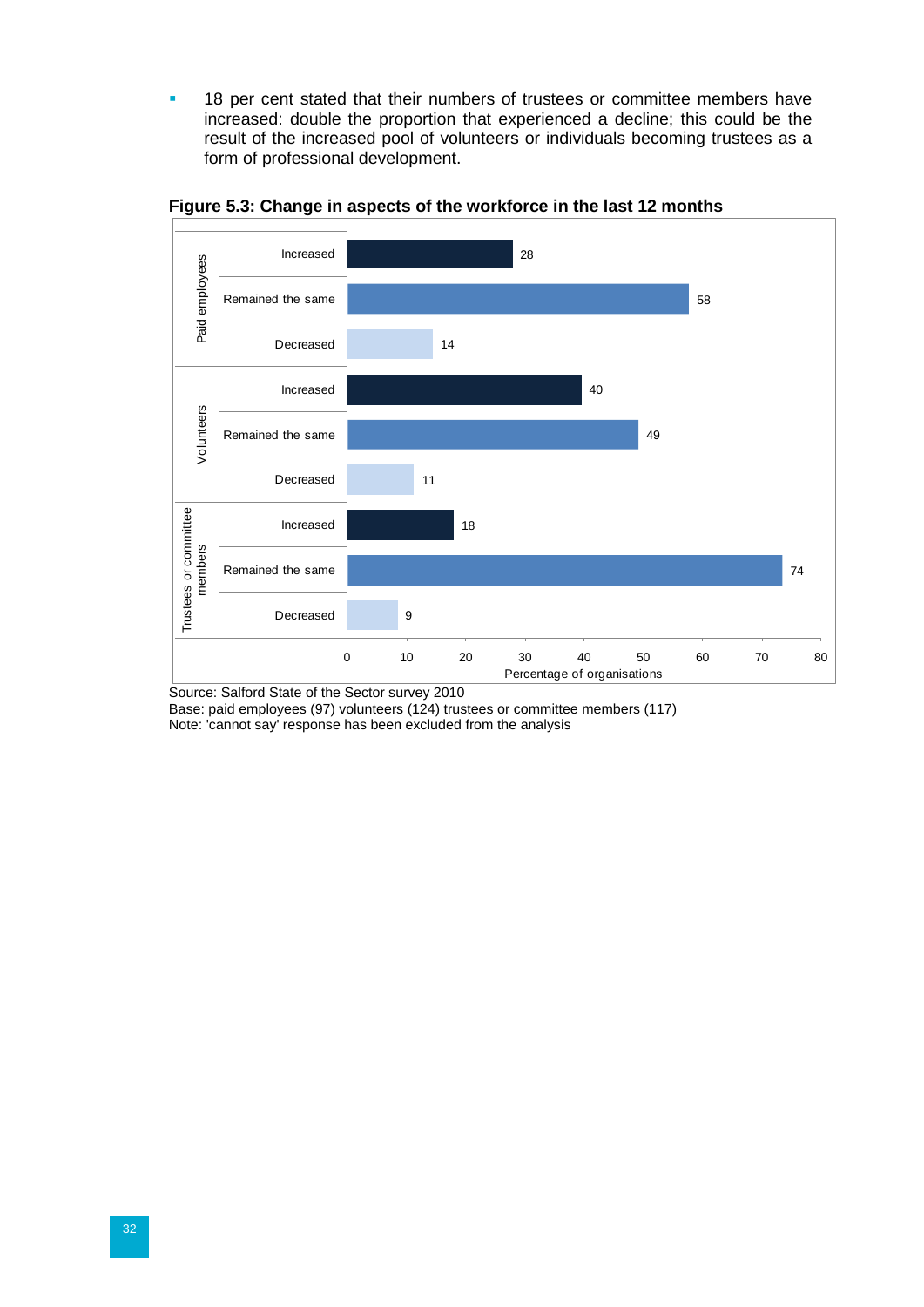- 18 per cent stated that their numbers of trustees or committee members have increased: double the proportion that experienced a decline; this could be the result of the increased pool of volunteers or individuals becoming trustees as a form of professional development.

**Figure 5.3: Change in aspects of the workforce in the last 12 months**

| | | Percentage of organisations |
|---|---|---|
| Paid employees | Increased | 28 |
| | Remained the same | 58 |
| | Decreased | 14 |
| Volunteers | Increased | 40 |
| | Remained the same | 49 |
| | Decreased | 11 |
| Trustees or committee members | Increased | 18 |
| | Remained the same | 74 |
| | Decreased | 9 |

Source: Salford State of the Sector survey 2010
Base: paid employees (97) volunteers (124) trustees or committee members (117)
Note: 'cannot say' response has been excluded from the analysis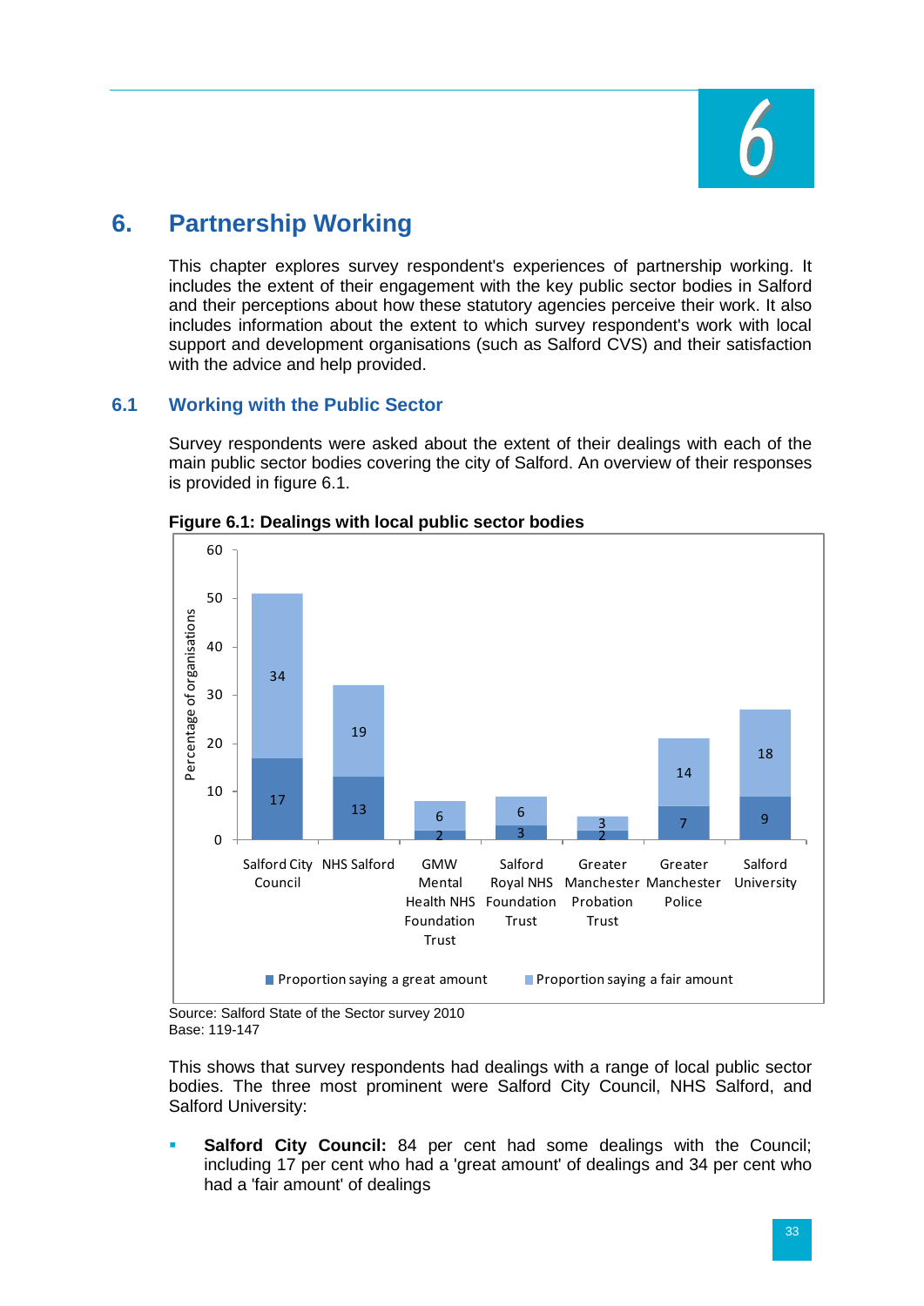# 6. Partnership Working

This chapter explores survey respondent's experiences of partnership working. It includes the extent of their engagement with the key public sector bodies in Salford and their perceptions about how these statutory agencies perceive their work. It also includes information about the extent to which survey respondent's work with local support and development organisations (such as Salford CVS) and their satisfaction with the advice and help provided.

## 6.1 Working with the Public Sector

Survey respondents were asked about the extent of their dealings with each of the main public sector bodies covering the city of Salford. An overview of their responses is provided in figure 6.1.

**Figure 6.1: Dealings with local public sector bodies**

| Body | Proportion saying a great amount | Proportion saying a fair amount |
|---|---|---|
| Salford City Council | 17 | 34 |
| NHS Salford | 13 | 19 |
| GMW Mental Health NHS Foundation Trust | 2 | 6 |
| Salford Royal NHS Foundation Trust | 3 | 6 |
| Greater Manchester Probation Trust | 2 | 3 |
| Greater Manchester Police | 7 | 14 |
| Salford University | 9 | 18 |

Source: Salford State of the Sector survey 2010
Base: 119-147

This shows that survey respondents had dealings with a range of local public sector bodies. The three most prominent were Salford City Council, NHS Salford, and Salford University:

- **Salford City Council:** 84 per cent had some dealings with the Council; including 17 per cent who had a 'great amount' of dealings and 34 per cent who had a 'fair amount' of dealings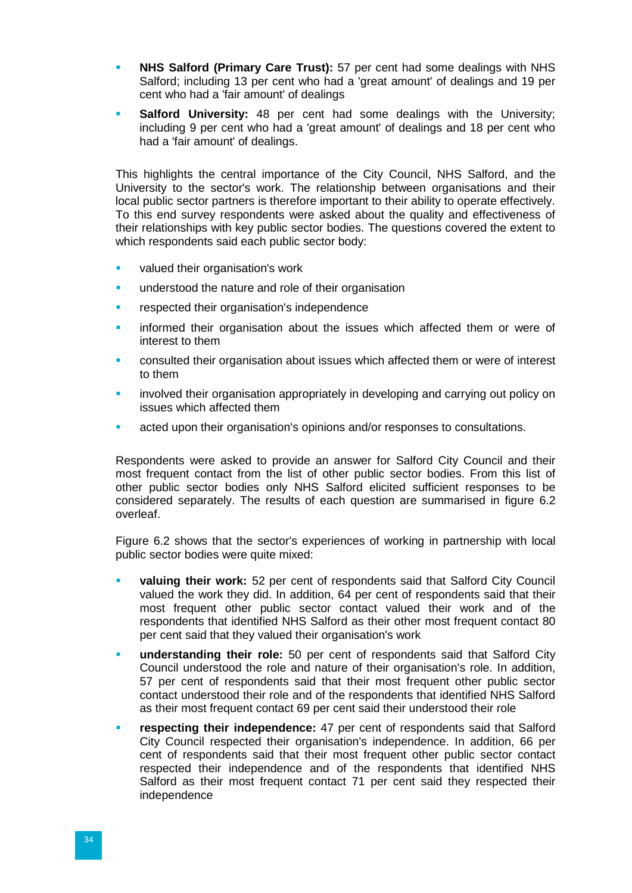- **NHS Salford (Primary Care Trust):** 57 per cent had some dealings with NHS Salford; including 13 per cent who had a 'great amount' of dealings and 19 per cent who had a 'fair amount' of dealings
- **Salford University:** 48 per cent had some dealings with the University; including 9 per cent who had a 'great amount' of dealings and 18 per cent who had a 'fair amount' of dealings.

This highlights the central importance of the City Council, NHS Salford, and the University to the sector's work. The relationship between organisations and their local public sector partners is therefore important to their ability to operate effectively. To this end survey respondents were asked about the quality and effectiveness of their relationships with key public sector bodies. The questions covered the extent to which respondents said each public sector body:

- valued their organisation's work
- understood the nature and role of their organisation
- respected their organisation's independence
- informed their organisation about the issues which affected them or were of interest to them
- consulted their organisation about issues which affected them or were of interest to them
- involved their organisation appropriately in developing and carrying out policy on issues which affected them
- acted upon their organisation's opinions and/or responses to consultations.

Respondents were asked to provide an answer for Salford City Council and their most frequent contact from the list of other public sector bodies. From this list of other public sector bodies only NHS Salford elicited sufficient responses to be considered separately. The results of each question are summarised in figure 6.2 overleaf.

Figure 6.2 shows that the sector's experiences of working in partnership with local public sector bodies were quite mixed:

- **valuing their work:** 52 per cent of respondents said that Salford City Council valued the work they did. In addition, 64 per cent of respondents said that their most frequent other public sector contact valued their work and of the respondents that identified NHS Salford as their other most frequent contact 80 per cent said that they valued their organisation's work
- **understanding their role:** 50 per cent of respondents said that Salford City Council understood the role and nature of their organisation's role. In addition, 57 per cent of respondents said that their most frequent other public sector contact understood their role and of the respondents that identified NHS Salford as their most frequent contact 69 per cent said their understood their role
- **respecting their independence:** 47 per cent of respondents said that Salford City Council respected their organisation's independence. In addition, 66 per cent of respondents said that their most frequent other public sector contact respected their independence and of the respondents that identified NHS Salford as their most frequent contact 71 per cent said they respected their independence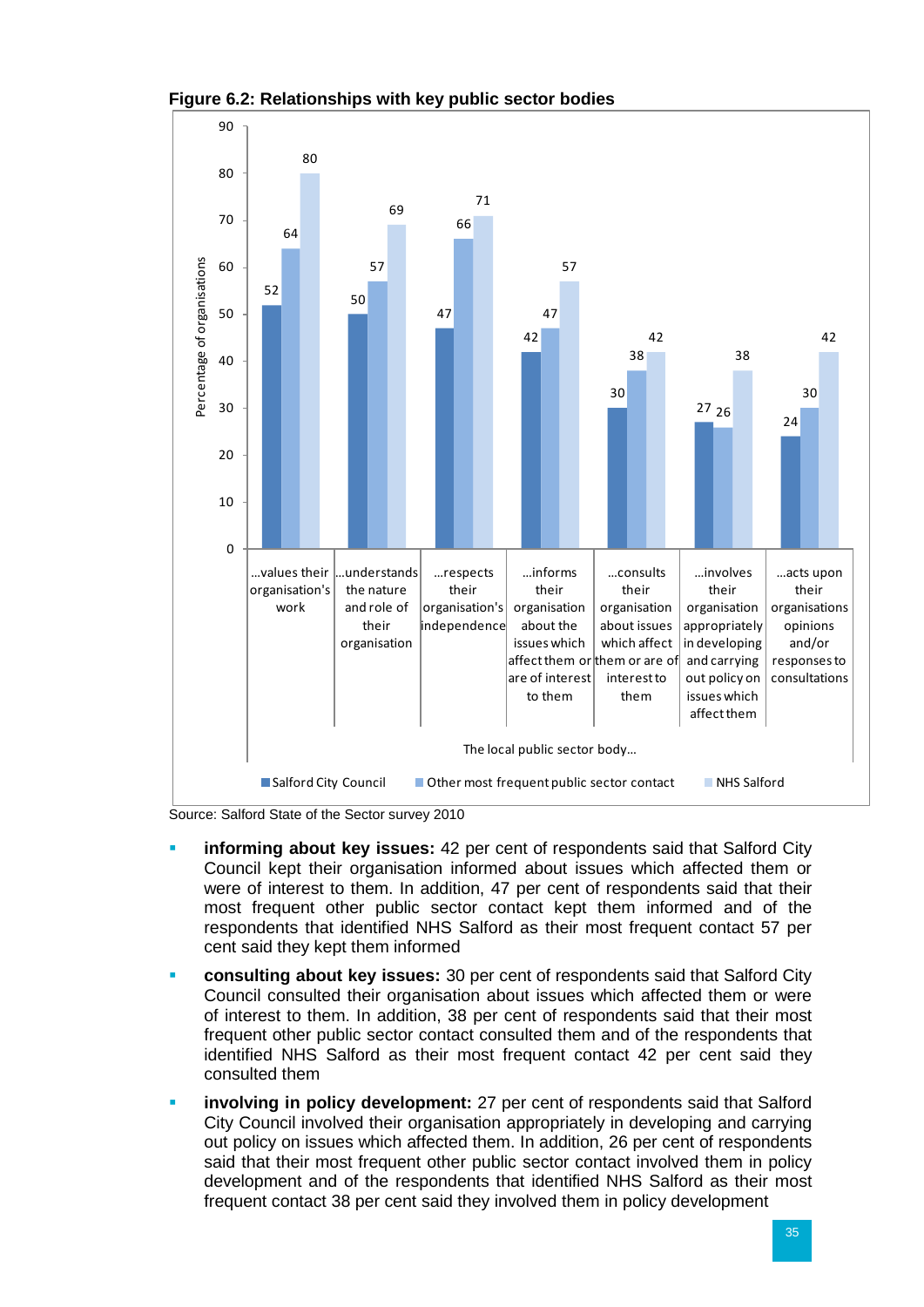**Figure 6.2: Relationships with key public sector bodies**

| The local public sector body... | Salford City Council | Other most frequent public sector contact | NHS Salford |
|---|---|---|---|
| ...values their organisation's work | 52 | 64 | 80 |
| ...understands the nature and role of their organisation | 50 | 57 | 69 |
| ...respects their organisation's independence | 47 | 66 | 71 |
| ...informs their organisation about the issues which affect them or are of interest to them | 42 | 47 | 57 |
| ...consults their organisation about issues which affect them or are of interest to them | 30 | 38 | 42 |
| ...involves their organisation appropriately in developing and carrying out policy on issues which affect them | 27 | 26 | 38 |
| ...acts upon their organisations opinions and/or responses to consultations | 24 | 30 | 42 |

Percentage of organisations

Source: Salford State of the Sector survey 2010

- **informing about key issues:** 42 per cent of respondents said that Salford City Council kept their organisation informed about issues which affected them or were of interest to them. In addition, 47 per cent of respondents said that their most frequent other public sector contact kept them informed and of the respondents that identified NHS Salford as their most frequent contact 57 per cent said they kept them informed
- **consulting about key issues:** 30 per cent of respondents said that Salford City Council consulted their organisation about issues which affected them or were of interest to them. In addition, 38 per cent of respondents said that their most frequent other public sector contact consulted them and of the respondents that identified NHS Salford as their most frequent contact 42 per cent said they consulted them
- **involving in policy development:** 27 per cent of respondents said that Salford City Council involved their organisation appropriately in developing and carrying out policy on issues which affected them. In addition, 26 per cent of respondents said that their most frequent other public sector contact involved them in policy development and of the respondents that identified NHS Salford as their most frequent contact 38 per cent said they involved them in policy development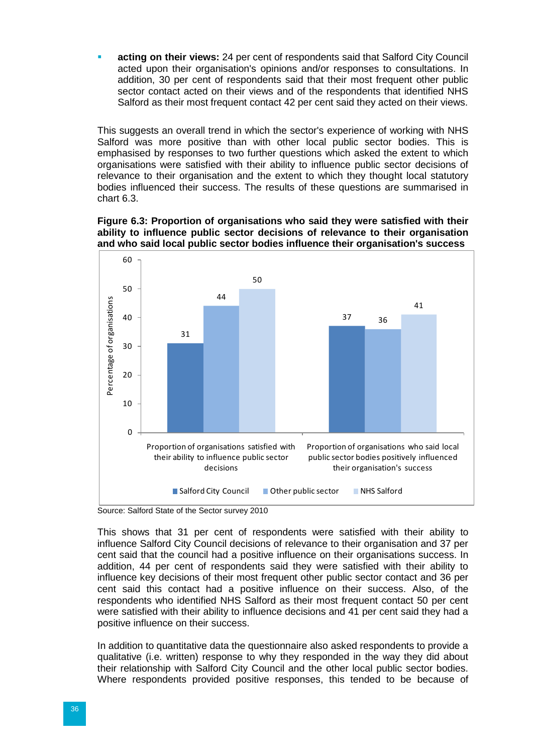- **acting on their views:** 24 per cent of respondents said that Salford City Council acted upon their organisation's opinions and/or responses to consultations. In addition, 30 per cent of respondents said that their most frequent other public sector contact acted on their views and of the respondents that identified NHS Salford as their most frequent contact 42 per cent said they acted on their views.

This suggests an overall trend in which the sector's experience of working with NHS Salford was more positive than with other local public sector bodies. This is emphasised by responses to two further questions which asked the extent to which organisations were satisfied with their ability to influence public sector decisions of relevance to their organisation and the extent to which they thought local statutory bodies influenced their success. The results of these questions are summarised in chart 6.3.

**Figure 6.3: Proportion of organisations who said they were satisfied with their ability to influence public sector decisions of relevance to their organisation and who said local public sector bodies influence their organisation's success**

| Percentage of organisations | Salford City Council | Other public sector | NHS Salford |
|---|---|---|---|
| Proportion of organisations satisfied with their ability to influence public sector decisions | 31 | 44 | 50 |
| Proportion of organisations who said local public sector bodies positively influenced their organisation's success | 37 | 36 | 41 |

Source: Salford State of the Sector survey 2010

This shows that 31 per cent of respondents were satisfied with their ability to influence Salford City Council decisions of relevance to their organisation and 37 per cent said that the council had a positive influence on their organisations success. In addition, 44 per cent of respondents said they were satisfied with their ability to influence key decisions of their most frequent other public sector contact and 36 per cent said this contact had a positive influence on their success. Also, of the respondents who identified NHS Salford as their most frequent contact 50 per cent were satisfied with their ability to influence decisions and 41 per cent said they had a positive influence on their success.

In addition to quantitative data the questionnaire also asked respondents to provide a qualitative (i.e. written) response to why they responded in the way they did about their relationship with Salford City Council and the other local public sector bodies. Where respondents provided positive responses, this tended to be because of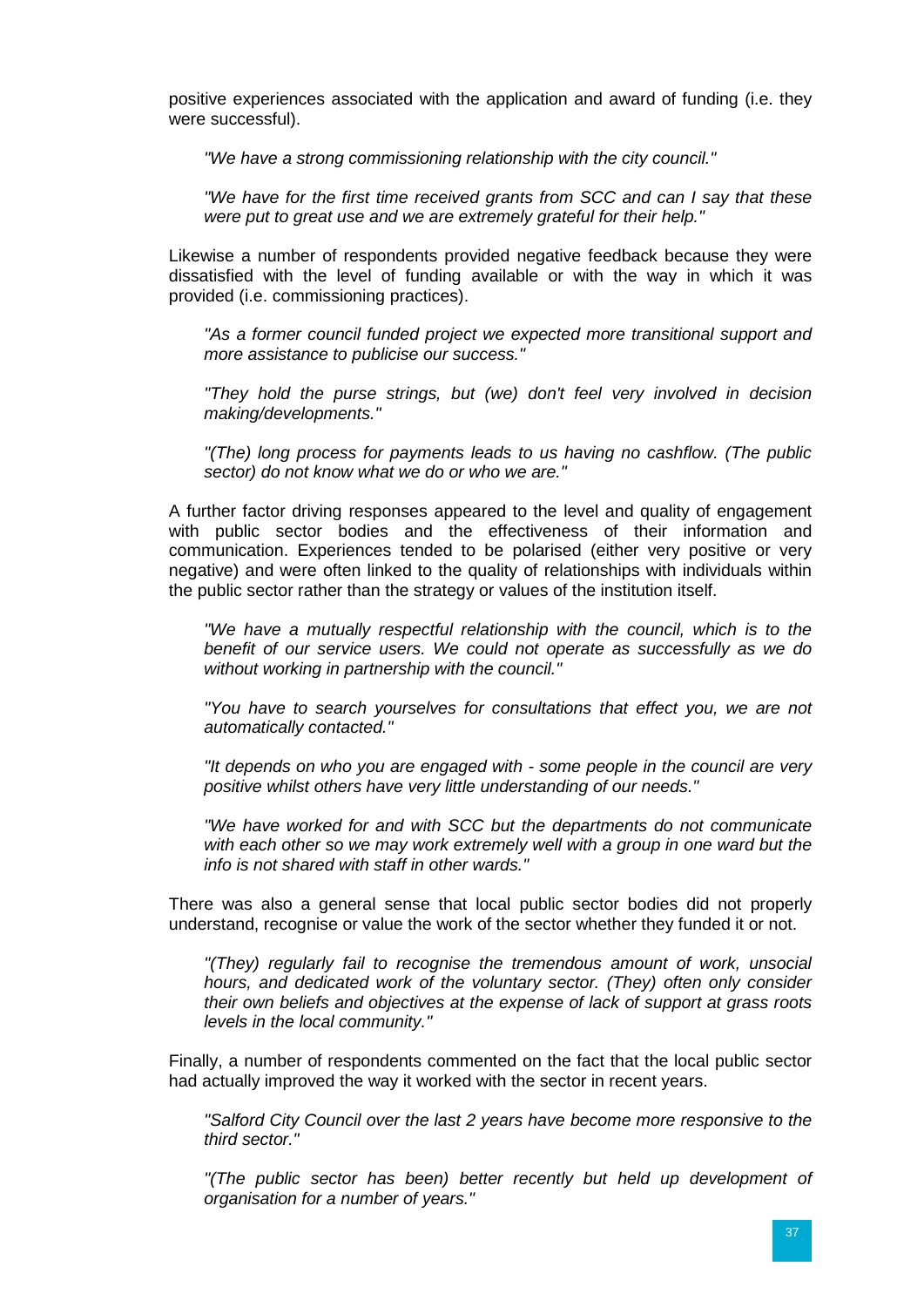positive experiences associated with the application and award of funding (i.e. they were successful).

> *"We have a strong commissioning relationship with the city council."*

> *"We have for the first time received grants from SCC and can I say that these were put to great use and we are extremely grateful for their help."*

Likewise a number of respondents provided negative feedback because they were dissatisfied with the level of funding available or with the way in which it was provided (i.e. commissioning practices).

> *"As a former council funded project we expected more transitional support and more assistance to publicise our success."*

> *"They hold the purse strings, but (we) don't feel very involved in decision making/developments."*

> *"(The) long process for payments leads to us having no cashflow. (The public sector) do not know what we do or who we are."*

A further factor driving responses appeared to the level and quality of engagement with public sector bodies and the effectiveness of their information and communication. Experiences tended to be polarised (either very positive or very negative) and were often linked to the quality of relationships with individuals within the public sector rather than the strategy or values of the institution itself.

> *"We have a mutually respectful relationship with the council, which is to the benefit of our service users. We could not operate as successfully as we do without working in partnership with the council."*

> *"You have to search yourselves for consultations that effect you, we are not automatically contacted."*

> *"It depends on who you are engaged with - some people in the council are very positive whilst others have very little understanding of our needs."*

> *"We have worked for and with SCC but the departments do not communicate with each other so we may work extremely well with a group in one ward but the info is not shared with staff in other wards."*

There was also a general sense that local public sector bodies did not properly understand, recognise or value the work of the sector whether they funded it or not.

> *"(They) regularly fail to recognise the tremendous amount of work, unsocial hours, and dedicated work of the voluntary sector. (They) often only consider their own beliefs and objectives at the expense of lack of support at grass roots levels in the local community."*

Finally, a number of respondents commented on the fact that the local public sector had actually improved the way it worked with the sector in recent years.

> *"Salford City Council over the last 2 years have become more responsive to the third sector."*

> *"(The public sector has been) better recently but held up development of organisation for a number of years."*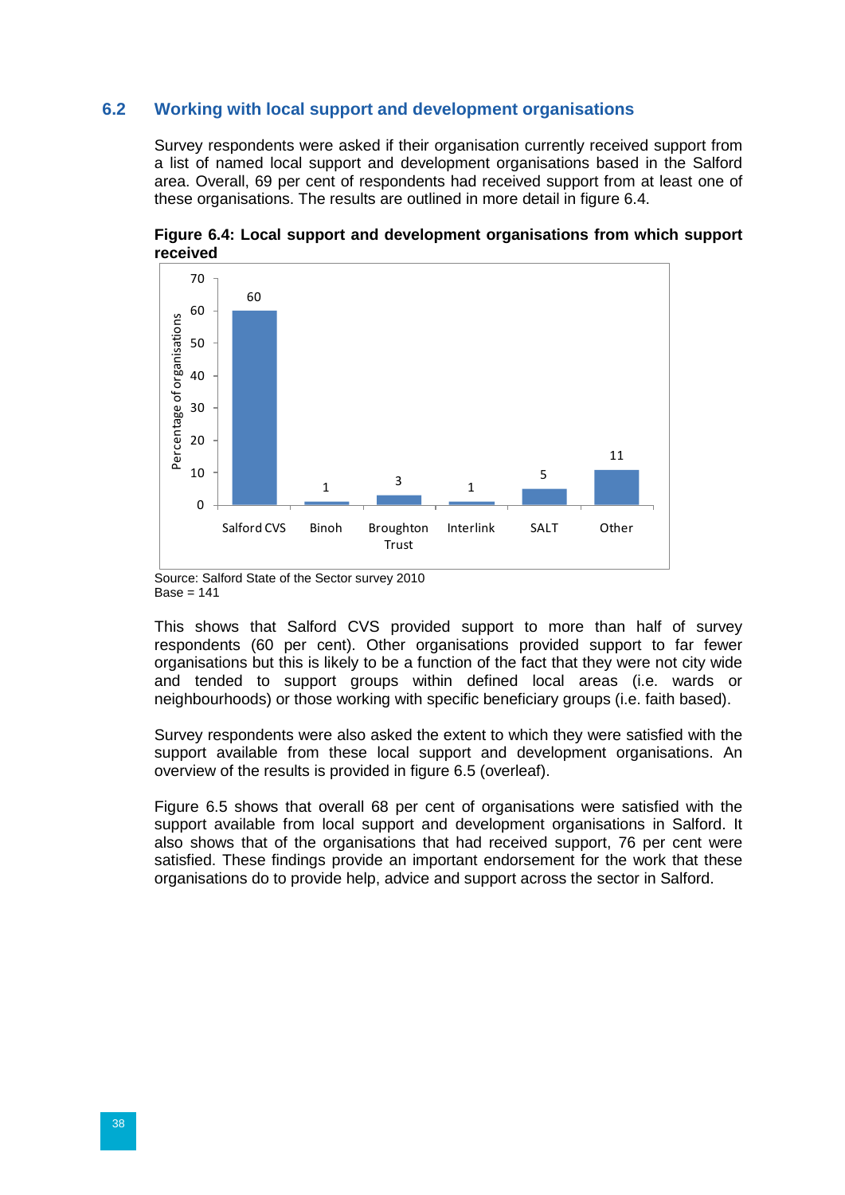## 6.2 Working with local support and development organisations

Survey respondents were asked if their organisation currently received support from a list of named local support and development organisations based in the Salford area. Overall, 69 per cent of respondents had received support from at least one of these organisations. The results are outlined in more detail in figure 6.4.

**Figure 6.4: Local support and development organisations from which support received**

| Organisation | Percentage of organisations |
| --- | --- |
| Salford CVS | 60 |
| Binoh | 1 |
| Broughton Trust | 3 |
| Interlink | 1 |
| SALT | 5 |
| Other | 11 |

Source: Salford State of the Sector survey 2010
Base = 141

This shows that Salford CVS provided support to more than half of survey respondents (60 per cent). Other organisations provided support to far fewer organisations but this is likely to be a function of the fact that they were not city wide and tended to support groups within defined local areas (i.e. wards or neighbourhoods) or those working with specific beneficiary groups (i.e. faith based).

Survey respondents were also asked the extent to which they were satisfied with the support available from these local support and development organisations. An overview of the results is provided in figure 6.5 (overleaf).

Figure 6.5 shows that overall 68 per cent of organisations were satisfied with the support available from local support and development organisations in Salford. It also shows that of the organisations that had received support, 76 per cent were satisfied. These findings provide an important endorsement for the work that these organisations do to provide help, advice and support across the sector in Salford.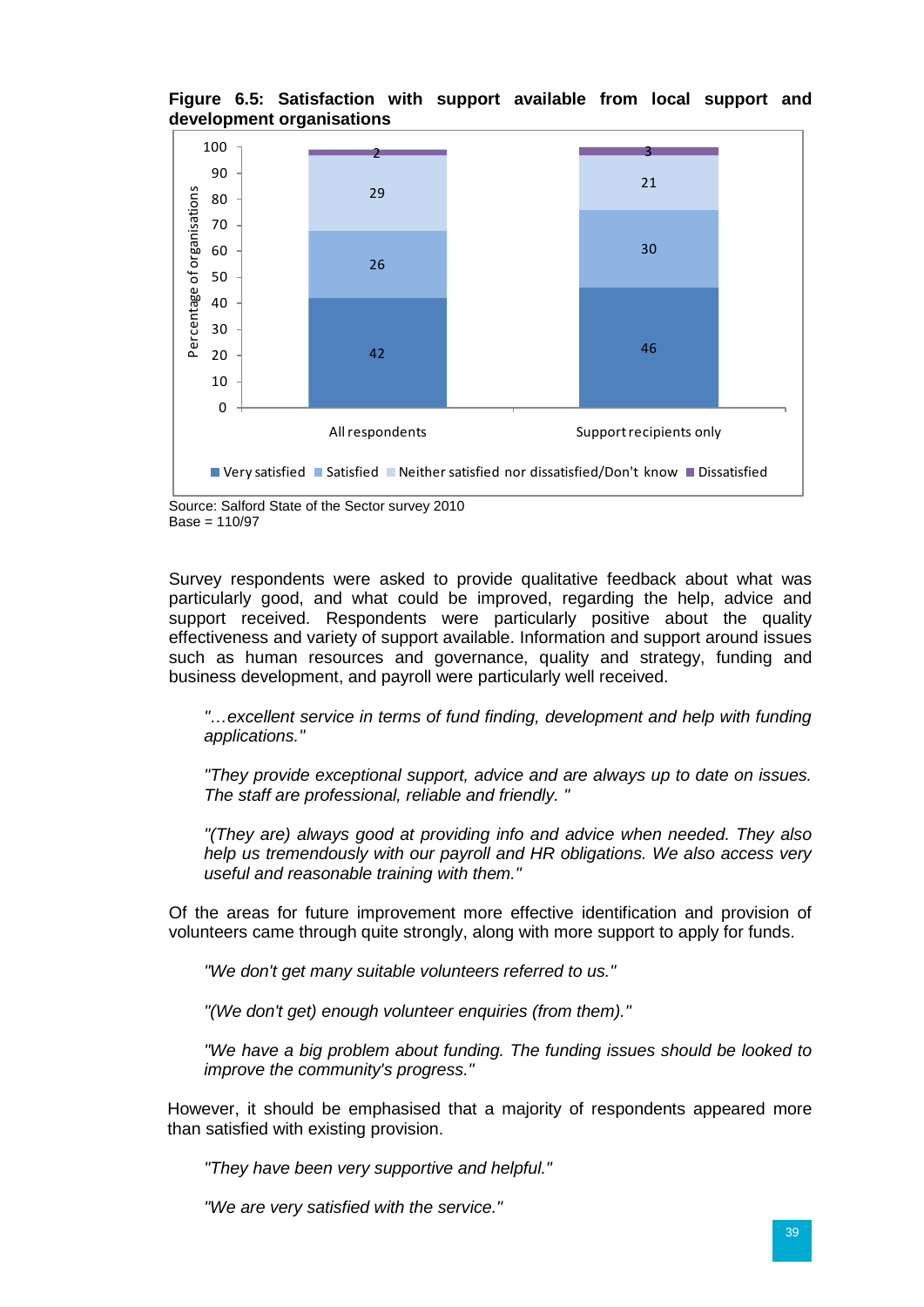**Figure 6.5: Satisfaction with support available from local support and development organisations**

| | Very satisfied | Satisfied | Neither satisfied nor dissatisfied/Don't know | Dissatisfied |
|---|---|---|---|---|
| All respondents | 42 | 26 | 29 | 2 |
| Support recipients only | 46 | 30 | 21 | 3 |

Source: Salford State of the Sector survey 2010
Base = 110/97

Survey respondents were asked to provide qualitative feedback about what was particularly good, and what could be improved, regarding the help, advice and support received. Respondents were particularly positive about the quality effectiveness and variety of support available. Information and support around issues such as human resources and governance, quality and strategy, funding and business development, and payroll were particularly well received.

> *"…excellent service in terms of fund finding, development and help with funding applications."*

> *"They provide exceptional support, advice and are always up to date on issues. The staff are professional, reliable and friendly. "*

> *"(They are) always good at providing info and advice when needed. They also help us tremendously with our payroll and HR obligations. We also access very useful and reasonable training with them."*

Of the areas for future improvement more effective identification and provision of volunteers came through quite strongly, along with more support to apply for funds.

> *"We don't get many suitable volunteers referred to us."*

> *"(We don't get) enough volunteer enquiries (from them)."*

> *"We have a big problem about funding. The funding issues should be looked to improve the community's progress."*

However, it should be emphasised that a majority of respondents appeared more than satisfied with existing provision.

> *"They have been very supportive and helpful."*

> *"We are very satisfied with the service."*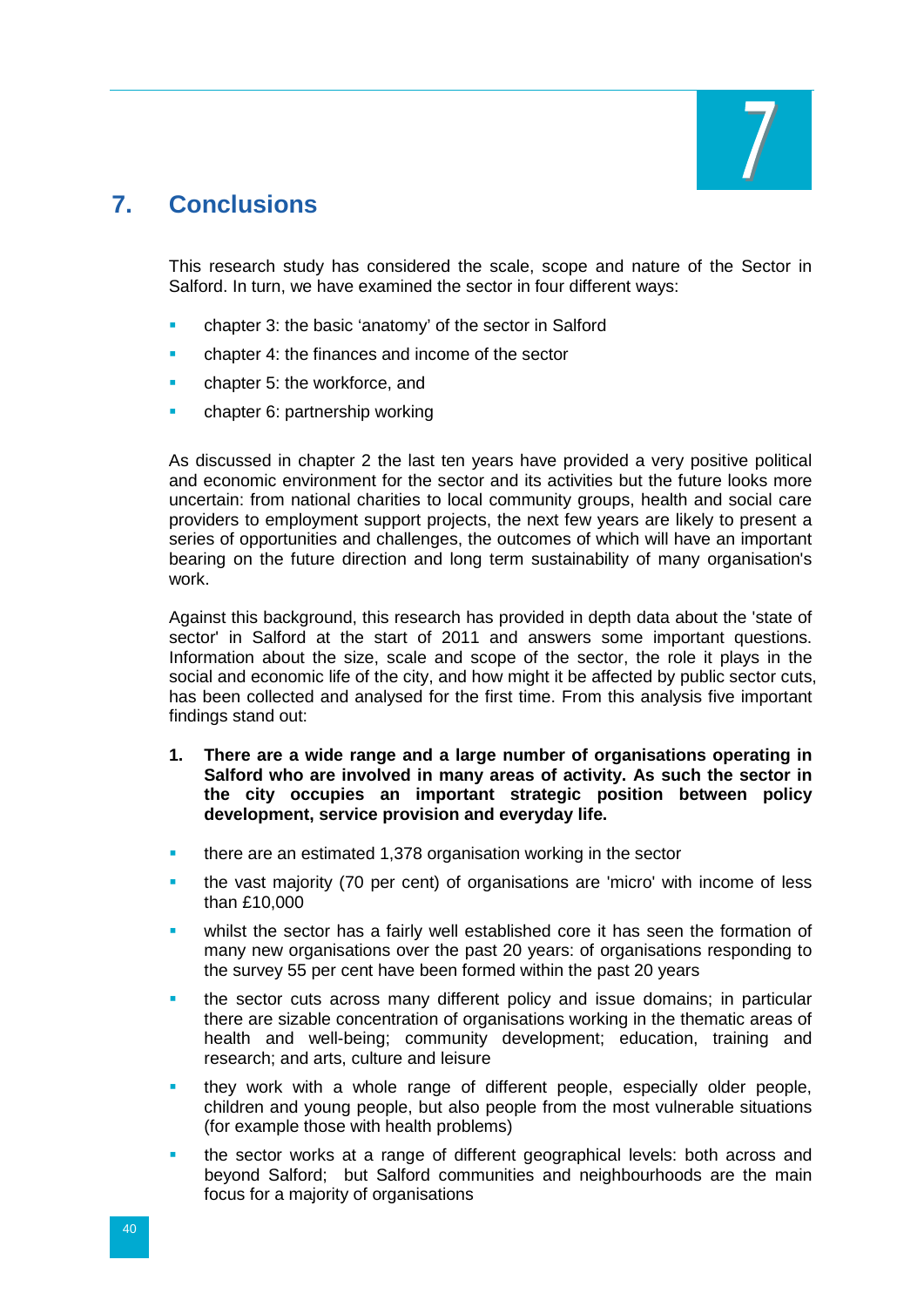# 7. Conclusions

This research study has considered the scale, scope and nature of the Sector in Salford. In turn, we have examined the sector in four different ways:

- chapter 3: the basic ‘anatomy’ of the sector in Salford
- chapter 4: the finances and income of the sector
- chapter 5: the workforce, and
- chapter 6: partnership working

As discussed in chapter 2 the last ten years have provided a very positive political and economic environment for the sector and its activities but the future looks more uncertain: from national charities to local community groups, health and social care providers to employment support projects, the next few years are likely to present a series of opportunities and challenges, the outcomes of which will have an important bearing on the future direction and long term sustainability of many organisation's work.

Against this background, this research has provided in depth data about the 'state of sector' in Salford at the start of 2011 and answers some important questions. Information about the size, scale and scope of the sector, the role it plays in the social and economic life of the city, and how might it be affected by public sector cuts, has been collected and analysed for the first time. From this analysis five important findings stand out:

1. **There are a wide range and a large number of organisations operating in Salford who are involved in many areas of activity. As such the sector in the city occupies an important strategic position between policy development, service provision and everyday life.**

- there are an estimated 1,378 organisation working in the sector
- the vast majority (70 per cent) of organisations are 'micro' with income of less than £10,000
- whilst the sector has a fairly well established core it has seen the formation of many new organisations over the past 20 years: of organisations responding to the survey 55 per cent have been formed within the past 20 years
- the sector cuts across many different policy and issue domains; in particular there are sizable concentration of organisations working in the thematic areas of health and well-being; community development; education, training and research; and arts, culture and leisure
- they work with a whole range of different people, especially older people, children and young people, but also people from the most vulnerable situations (for example those with health problems)
- the sector works at a range of different geographical levels: both across and beyond Salford; but Salford communities and neighbourhoods are the main focus for a majority of organisations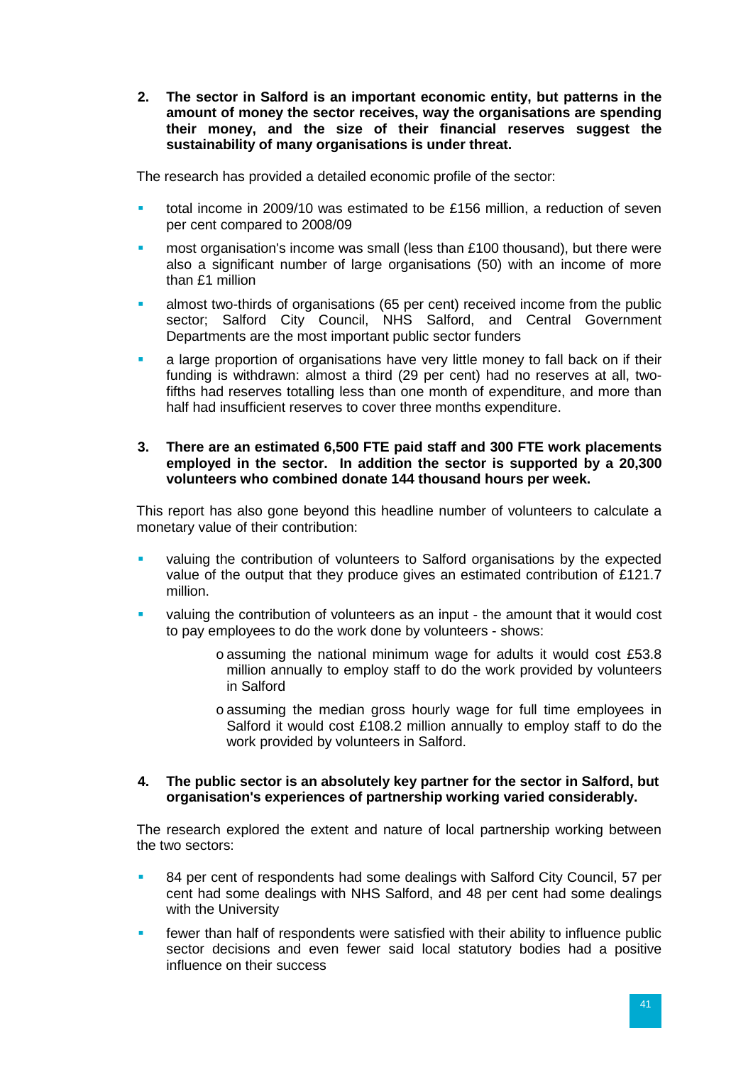**2. The sector in Salford is an important economic entity, but patterns in the amount of money the sector receives, way the organisations are spending their money, and the size of their financial reserves suggest the sustainability of many organisations is under threat.**

The research has provided a detailed economic profile of the sector:

- total income in 2009/10 was estimated to be £156 million, a reduction of seven per cent compared to 2008/09
- most organisation's income was small (less than £100 thousand), but there were also a significant number of large organisations (50) with an income of more than £1 million
- almost two-thirds of organisations (65 per cent) received income from the public sector; Salford City Council, NHS Salford, and Central Government Departments are the most important public sector funders
- a large proportion of organisations have very little money to fall back on if their funding is withdrawn: almost a third (29 per cent) had no reserves at all, two-fifths had reserves totalling less than one month of expenditure, and more than half had insufficient reserves to cover three months expenditure.

**3. There are an estimated 6,500 FTE paid staff and 300 FTE work placements employed in the sector. In addition the sector is supported by a 20,300 volunteers who combined donate 144 thousand hours per week.**

This report has also gone beyond this headline number of volunteers to calculate a monetary value of their contribution:

- valuing the contribution of volunteers to Salford organisations by the expected value of the output that they produce gives an estimated contribution of £121.7 million.
- valuing the contribution of volunteers as an input - the amount that it would cost to pay employees to do the work done by volunteers - shows:
    - assuming the national minimum wage for adults it would cost £53.8 million annually to employ staff to do the work provided by volunteers in Salford
    - assuming the median gross hourly wage for full time employees in Salford it would cost £108.2 million annually to employ staff to do the work provided by volunteers in Salford.

**4. The public sector is an absolutely key partner for the sector in Salford, but organisation's experiences of partnership working varied considerably.**

The research explored the extent and nature of local partnership working between the two sectors:

- 84 per cent of respondents had some dealings with Salford City Council, 57 per cent had some dealings with NHS Salford, and 48 per cent had some dealings with the University
- fewer than half of respondents were satisfied with their ability to influence public sector decisions and even fewer said local statutory bodies had a positive influence on their success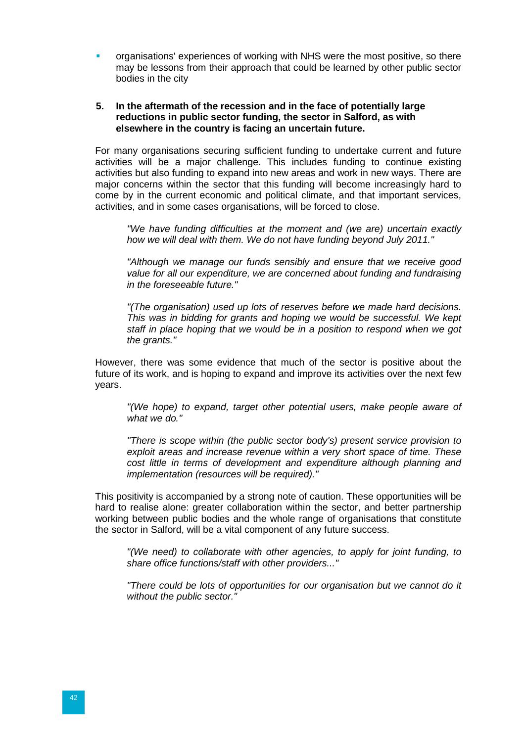- organisations' experiences of working with NHS were the most positive, so there may be lessons from their approach that could be learned by other public sector bodies in the city

**5. In the aftermath of the recession and in the face of potentially large reductions in public sector funding, the sector in Salford, as with elsewhere in the country is facing an uncertain future.**

For many organisations securing sufficient funding to undertake current and future activities will be a major challenge. This includes funding to continue existing activities but also funding to expand into new areas and work in new ways. There are major concerns within the sector that this funding will become increasingly hard to come by in the current economic and political climate, and that important services, activities, and in some cases organisations, will be forced to close.

> *"We have funding difficulties at the moment and (we are) uncertain exactly how we will deal with them. We do not have funding beyond July 2011."*

> *"Although we manage our funds sensibly and ensure that we receive good value for all our expenditure, we are concerned about funding and fundraising in the foreseeable future."*

> *"(The organisation) used up lots of reserves before we made hard decisions. This was in bidding for grants and hoping we would be successful. We kept staff in place hoping that we would be in a position to respond when we got the grants."*

However, there was some evidence that much of the sector is positive about the future of its work, and is hoping to expand and improve its activities over the next few years.

> *"(We hope) to expand, target other potential users, make people aware of what we do."*

> *"There is scope within (the public sector body's) present service provision to exploit areas and increase revenue within a very short space of time. These cost little in terms of development and expenditure although planning and implementation (resources will be required)."*

This positivity is accompanied by a strong note of caution. These opportunities will be hard to realise alone: greater collaboration within the sector, and better partnership working between public bodies and the whole range of organisations that constitute the sector in Salford, will be a vital component of any future success.

> *"(We need) to collaborate with other agencies, to apply for joint funding, to share office functions/staff with other providers..."*

> *"There could be lots of opportunities for our organisation but we cannot do it without the public sector."*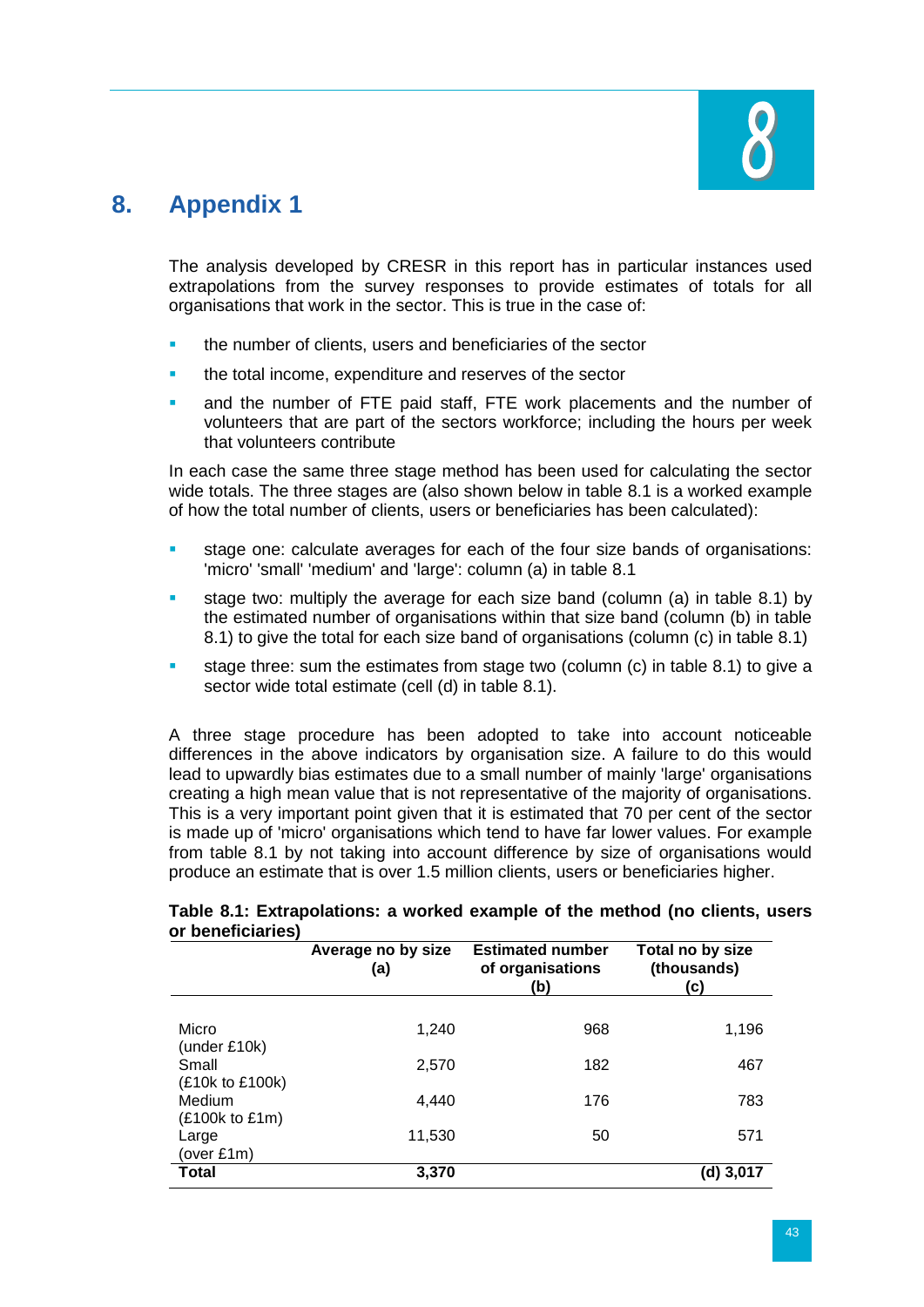# 8. Appendix 1

The analysis developed by CRESR in this report has in particular instances used extrapolations from the survey responses to provide estimates of totals for all organisations that work in the sector. This is true in the case of:

- the number of clients, users and beneficiaries of the sector
- the total income, expenditure and reserves of the sector
- and the number of FTE paid staff, FTE work placements and the number of volunteers that are part of the sectors workforce; including the hours per week that volunteers contribute

In each case the same three stage method has been used for calculating the sector wide totals. The three stages are (also shown below in table 8.1 is a worked example of how the total number of clients, users or beneficiaries has been calculated):

- stage one: calculate averages for each of the four size bands of organisations: 'micro' 'small' 'medium' and 'large': column (a) in table 8.1
- stage two: multiply the average for each size band (column (a) in table 8.1) by the estimated number of organisations within that size band (column (b) in table 8.1) to give the total for each size band of organisations (column (c) in table 8.1)
- stage three: sum the estimates from stage two (column (c) in table 8.1) to give a sector wide total estimate (cell (d) in table 8.1).

A three stage procedure has been adopted to take into account noticeable differences in the above indicators by organisation size. A failure to do this would lead to upwardly bias estimates due to a small number of mainly 'large' organisations creating a high mean value that is not representative of the majority of organisations. This is a very important point given that it is estimated that 70 per cent of the sector is made up of 'micro' organisations which tend to have far lower values. For example from table 8.1 by not taking into account difference by size of organisations would produce an estimate that is over 1.5 million clients, users or beneficiaries higher.

**Table 8.1: Extrapolations: a worked example of the method (no clients, users or beneficiaries)**

| | Average no by size (a) | Estimated number of organisations (b) | Total no by size (thousands) (c) |
|---|---|---|---|
| Micro (under £10k) | 1,240 | 968 | 1,196 |
| Small (£10k to £100k) | 2,570 | 182 | 467 |
| Medium (£100k to £1m) | 4,440 | 176 | 783 |
| Large (over £1m) | 11,530 | 50 | 571 |
| **Total** | **3,370** | | **(d) 3,017** |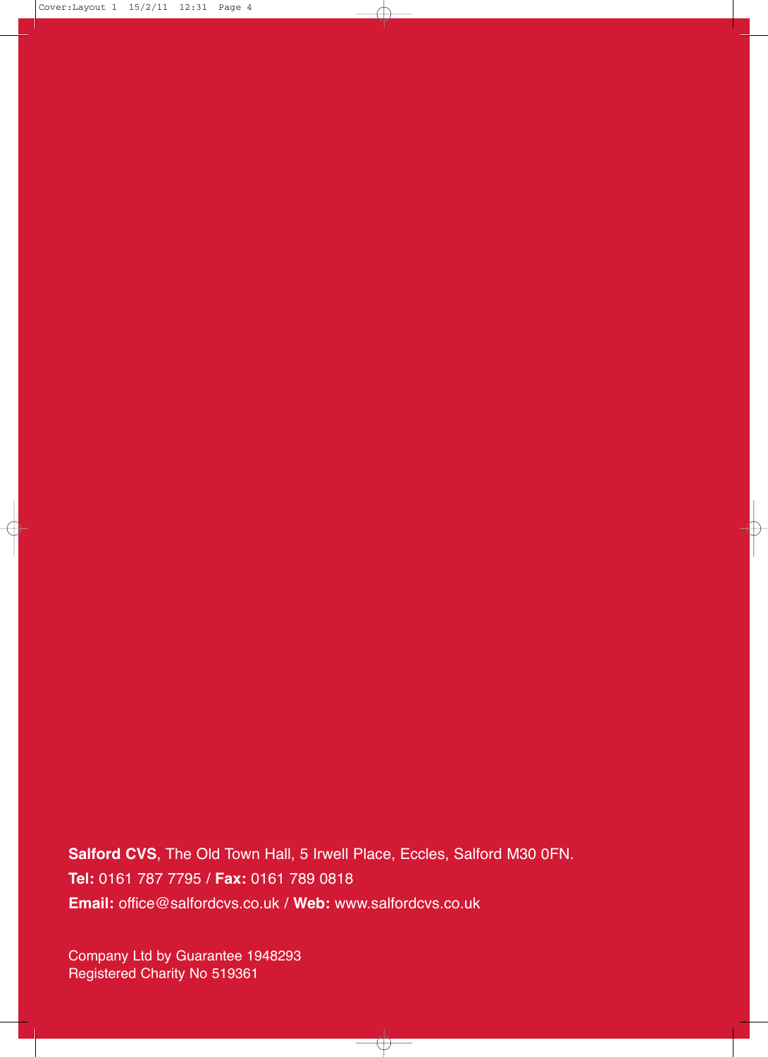**Salford CVS**, The Old Town Hall, 5 Irwell Place, Eccles, Salford M30 0FN.
**Tel:** 0161 787 7795 / **Fax:** 0161 789 0818
**Email:** office@salfordcvs.co.uk / **Web:** www.salfordcvs.co.uk

Company Ltd by Guarantee 1948293
Registered Charity No 519361